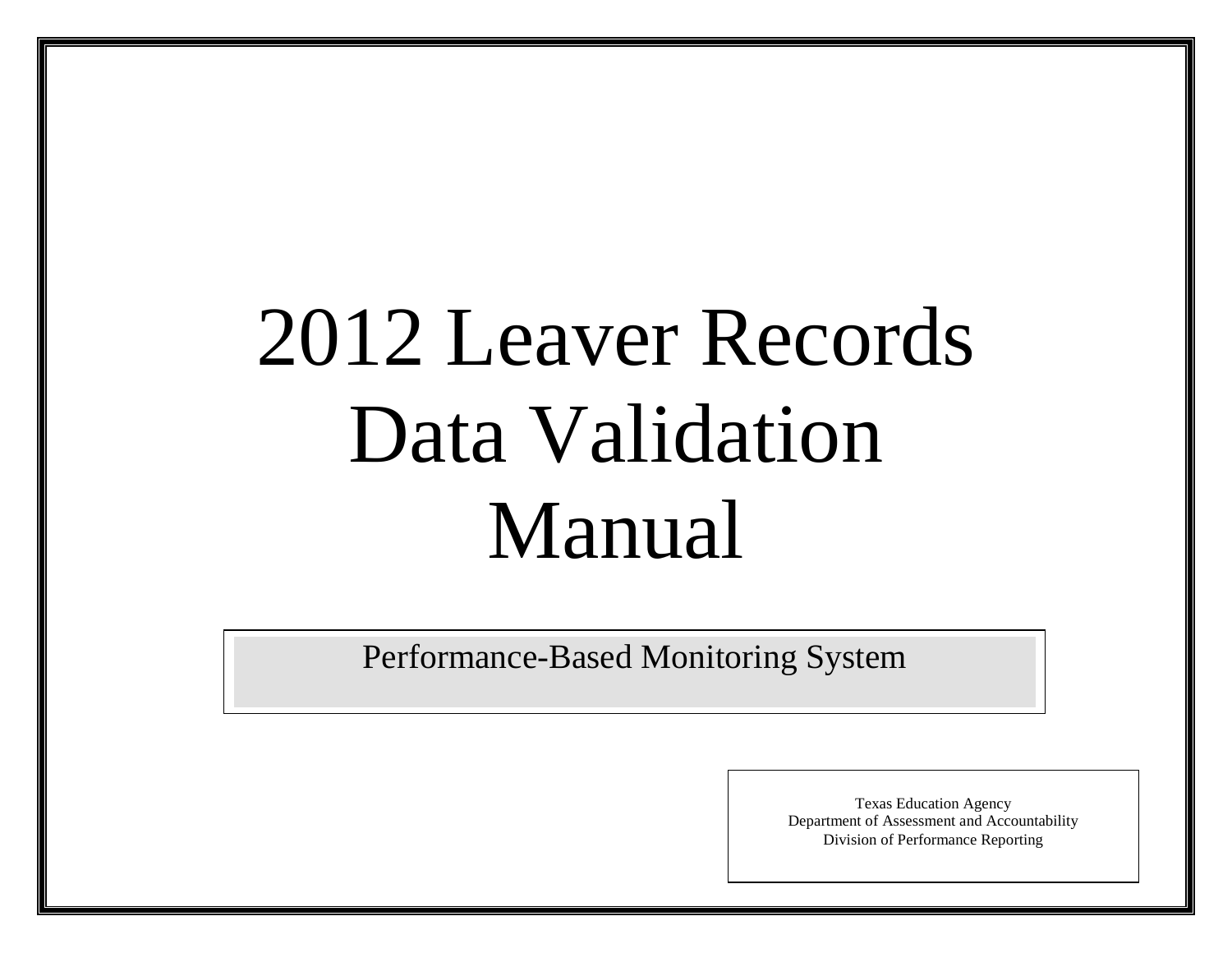# 2012 Leaver Records Data Validation Manual

Performance-Based Monitoring System

Texas Education Agency
Department of Assessment and Accountability
Division of Performance Reporting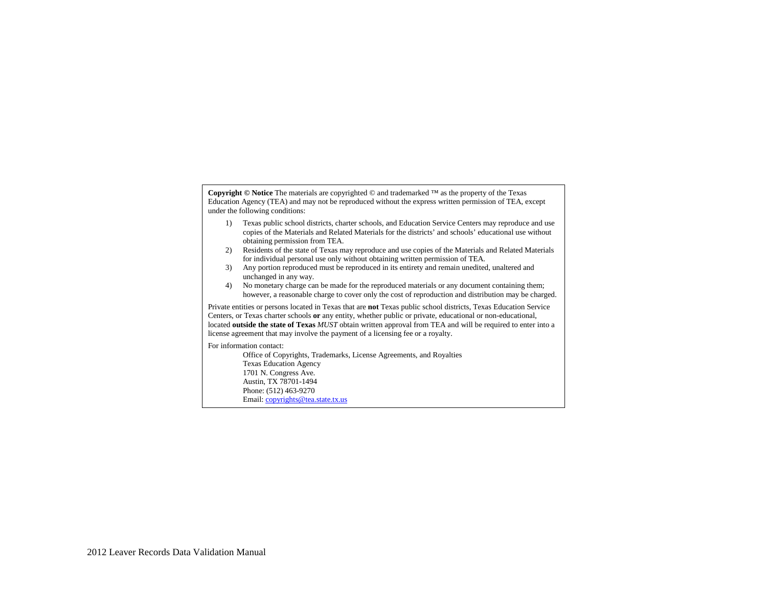**Copyright © Notice** The materials are copyrighted © and trademarked ™ as the property of the Texas Education Agency (TEA) and may not be reproduced without the express written permission of TEA, except under the following conditions:

1) Texas public school districts, charter schools, and Education Service Centers may reproduce and use copies of the Materials and Related Materials for the districts' and schools' educational use without obtaining permission from TEA.
2) Residents of the state of Texas may reproduce and use copies of the Materials and Related Materials for individual personal use only without obtaining written permission of TEA.
3) Any portion reproduced must be reproduced in its entirety and remain unedited, unaltered and unchanged in any way.
4) No monetary charge can be made for the reproduced materials or any document containing them; however, a reasonable charge to cover only the cost of reproduction and distribution may be charged.

Private entities or persons located in Texas that are **not** Texas public school districts, Texas Education Service Centers, or Texas charter schools **or** any entity, whether public or private, educational or non-educational, located **outside the state of Texas** *MUST* obtain written approval from TEA and will be required to enter into a license agreement that may involve the payment of a licensing fee or a royalty.

For information contact:

Office of Copyrights, Trademarks, License Agreements, and Royalties
Texas Education Agency
1701 N. Congress Ave.
Austin, TX 78701-1494
Phone: (512) 463-9270
Email: copyrights@tea.state.tx.us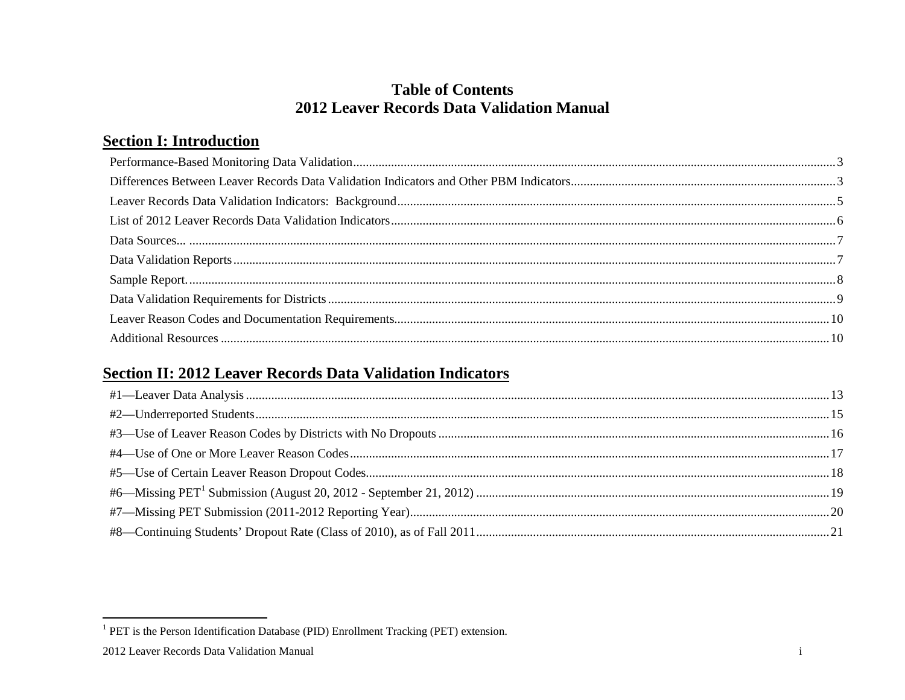# Table of Contents
# 2012 Leaver Records Data Validation Manual

## Section I: Introduction

Performance-Based Monitoring Data Validation........................................................................3

Differences Between Leaver Records Data Validation Indicators and Other PBM Indicators........................3

Leaver Records Data Validation Indicators: Background........................................................................5

List of 2012 Leaver Records Data Validation Indicators........................................................................6

Data Sources... ........................................................................7

Data Validation Reports........................................................................7

Sample Report........................................................................8

Data Validation Requirements for Districts........................................................................9

Leaver Reason Codes and Documentation Requirements........................................................................10

Additional Resources ........................................................................10

## Section II: 2012 Leaver Records Data Validation Indicators

#1—Leaver Data Analysis ........................................................................13

#2—Underreported Students........................................................................15

#3—Use of Leaver Reason Codes by Districts with No Dropouts ........................................................................16

#4—Use of One or More Leaver Reason Codes........................................................................17

#5—Use of Certain Leaver Reason Dropout Codes........................................................................18

#6—Missing PET[1] Submission (August 20, 2012 - September 21, 2012) ........................................................................19

#7—Missing PET Submission (2011-2012 Reporting Year)........................................................................20

#8—Continuing Students' Dropout Rate (Class of 2010), as of Fall 2011........................................................................21

---

[1] PET is the Person Identification Database (PID) Enrollment Tracking (PET) extension.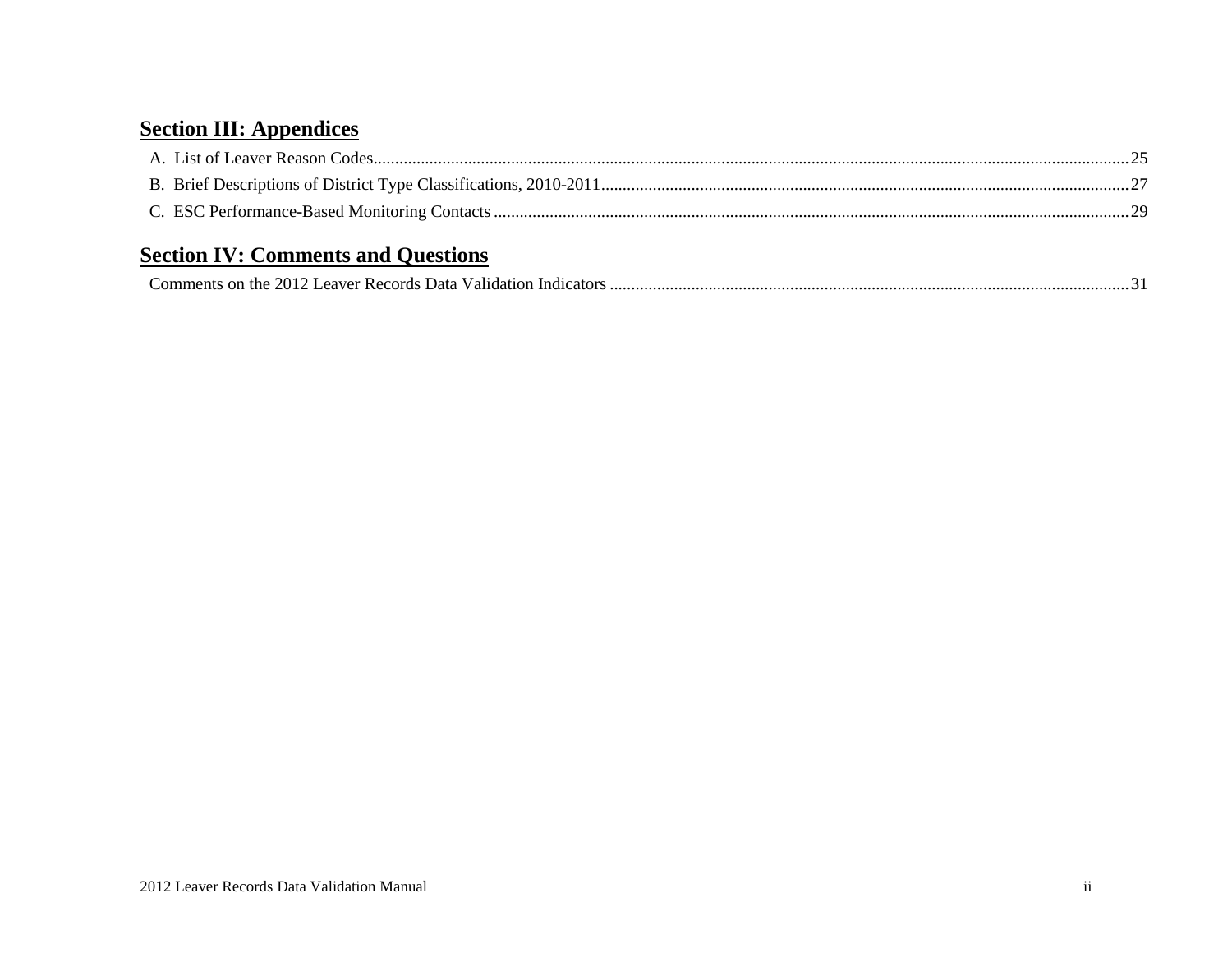## Section III: Appendices

A. List of Leaver Reason Codes .......... 25

B. Brief Descriptions of District Type Classifications, 2010-2011 .......... 27

C. ESC Performance-Based Monitoring Contacts .......... 29

## Section IV: Comments and Questions

Comments on the 2012 Leaver Records Data Validation Indicators .......... 31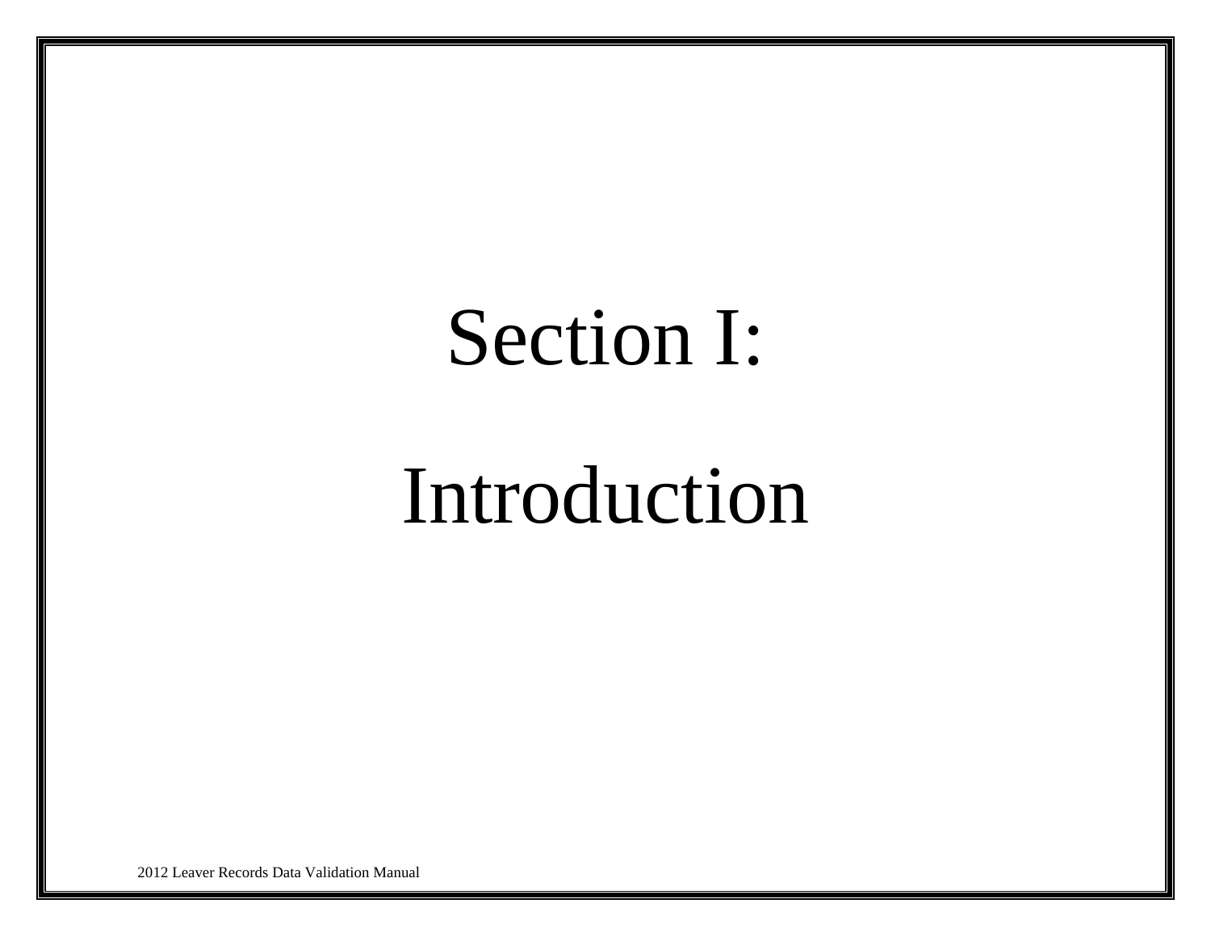# Section I:

# Introduction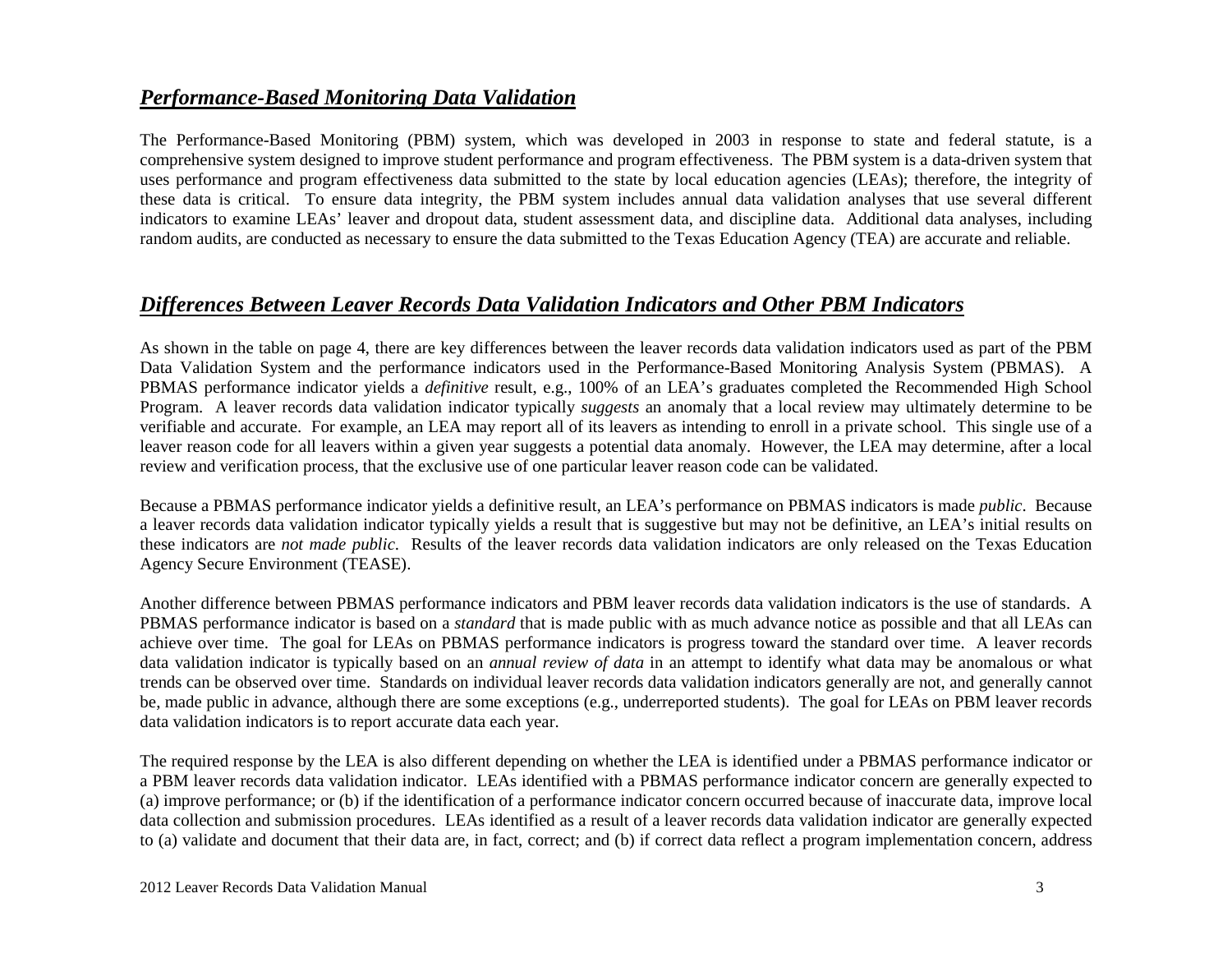## ***Performance-Based Monitoring Data Validation***

The Performance-Based Monitoring (PBM) system, which was developed in 2003 in response to state and federal statute, is a comprehensive system designed to improve student performance and program effectiveness. The PBM system is a data-driven system that uses performance and program effectiveness data submitted to the state by local education agencies (LEAs); therefore, the integrity of these data is critical. To ensure data integrity, the PBM system includes annual data validation analyses that use several different indicators to examine LEAs' leaver and dropout data, student assessment data, and discipline data. Additional data analyses, including random audits, are conducted as necessary to ensure the data submitted to the Texas Education Agency (TEA) are accurate and reliable.

## ***Differences Between Leaver Records Data Validation Indicators and Other PBM Indicators***

As shown in the table on page 4, there are key differences between the leaver records data validation indicators used as part of the PBM Data Validation System and the performance indicators used in the Performance-Based Monitoring Analysis System (PBMAS). A PBMAS performance indicator yields a *definitive* result, e.g., 100% of an LEA's graduates completed the Recommended High School Program. A leaver records data validation indicator typically *suggests* an anomaly that a local review may ultimately determine to be verifiable and accurate. For example, an LEA may report all of its leavers as intending to enroll in a private school. This single use of a leaver reason code for all leavers within a given year suggests a potential data anomaly. However, the LEA may determine, after a local review and verification process, that the exclusive use of one particular leaver reason code can be validated.

Because a PBMAS performance indicator yields a definitive result, an LEA's performance on PBMAS indicators is made *public*. Because a leaver records data validation indicator typically yields a result that is suggestive but may not be definitive, an LEA's initial results on these indicators are *not made public*. Results of the leaver records data validation indicators are only released on the Texas Education Agency Secure Environment (TEASE).

Another difference between PBMAS performance indicators and PBM leaver records data validation indicators is the use of standards. A PBMAS performance indicator is based on a *standard* that is made public with as much advance notice as possible and that all LEAs can achieve over time. The goal for LEAs on PBMAS performance indicators is progress toward the standard over time. A leaver records data validation indicator is typically based on an *annual review of data* in an attempt to identify what data may be anomalous or what trends can be observed over time. Standards on individual leaver records data validation indicators generally are not, and generally cannot be, made public in advance, although there are some exceptions (e.g., underreported students). The goal for LEAs on PBM leaver records data validation indicators is to report accurate data each year.

The required response by the LEA is also different depending on whether the LEA is identified under a PBMAS performance indicator or a PBM leaver records data validation indicator. LEAs identified with a PBMAS performance indicator concern are generally expected to (a) improve performance; or (b) if the identification of a performance indicator concern occurred because of inaccurate data, improve local data collection and submission procedures. LEAs identified as a result of a leaver records data validation indicator are generally expected to (a) validate and document that their data are, in fact, correct; and (b) if correct data reflect a program implementation concern, address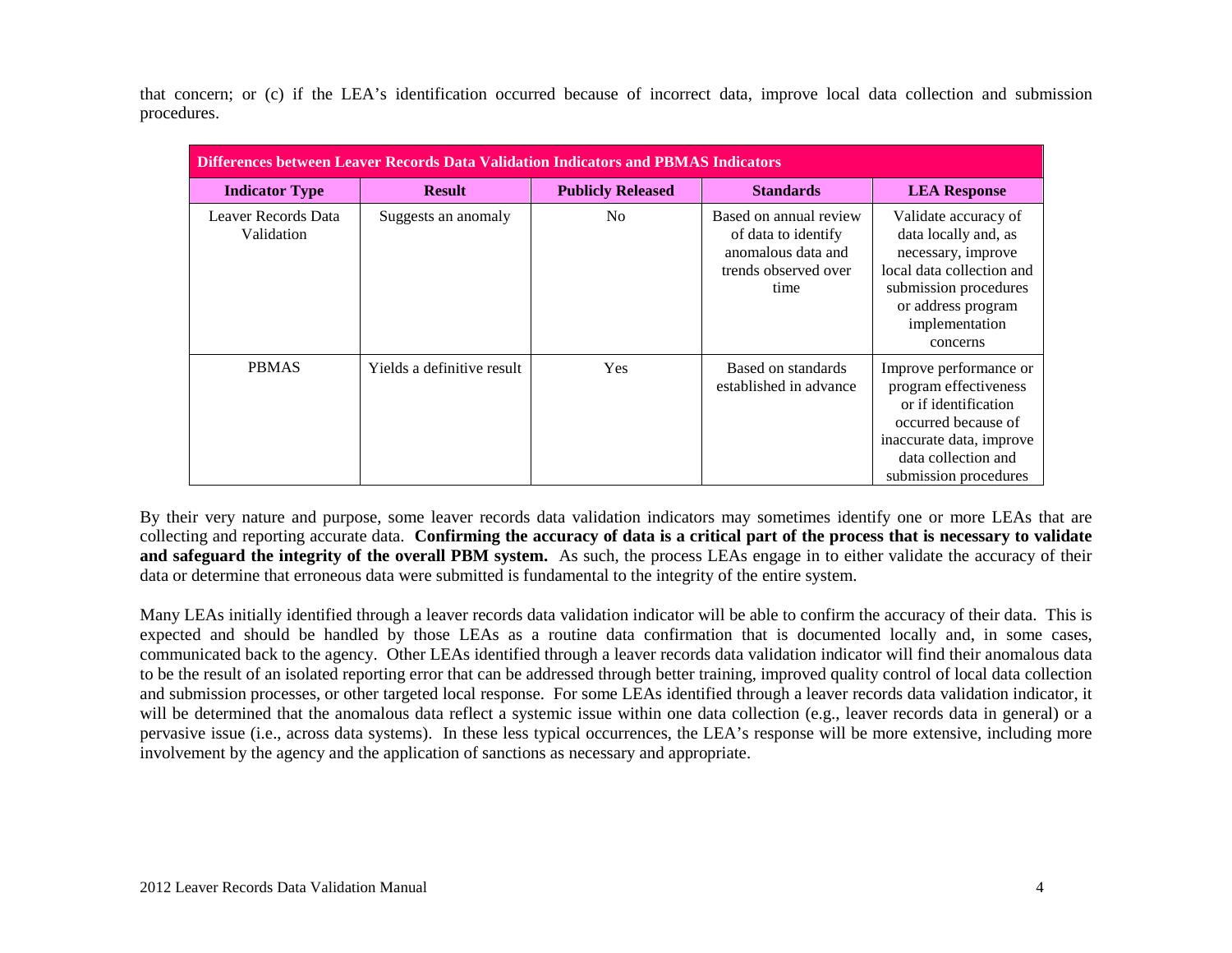that concern; or (c) if the LEA's identification occurred because of incorrect data, improve local data collection and submission procedures.

| **Differences between Leaver Records Data Validation Indicators and PBMAS Indicators** | | | | |
|---|---|---|---|---|
| **Indicator Type** | **Result** | **Publicly Released** | **Standards** | **LEA Response** |
| Leaver Records Data Validation | Suggests an anomaly | No | Based on annual review of data to identify anomalous data and trends observed over time | Validate accuracy of data locally and, as necessary, improve local data collection and submission procedures or address program implementation concerns |
| PBMAS | Yields a definitive result | Yes | Based on standards established in advance | Improve performance or program effectiveness or if identification occurred because of inaccurate data, improve data collection and submission procedures |

By their very nature and purpose, some leaver records data validation indicators may sometimes identify one or more LEAs that are collecting and reporting accurate data. **Confirming the accuracy of data is a critical part of the process that is necessary to validate and safeguard the integrity of the overall PBM system.** As such, the process LEAs engage in to either validate the accuracy of their data or determine that erroneous data were submitted is fundamental to the integrity of the entire system.

Many LEAs initially identified through a leaver records data validation indicator will be able to confirm the accuracy of their data. This is expected and should be handled by those LEAs as a routine data confirmation that is documented locally and, in some cases, communicated back to the agency. Other LEAs identified through a leaver records data validation indicator will find their anomalous data to be the result of an isolated reporting error that can be addressed through better training, improved quality control of local data collection and submission processes, or other targeted local response. For some LEAs identified through a leaver records data validation indicator, it will be determined that the anomalous data reflect a systemic issue within one data collection (e.g., leaver records data in general) or a pervasive issue (i.e., across data systems). In these less typical occurrences, the LEA's response will be more extensive, including more involvement by the agency and the application of sanctions as necessary and appropriate.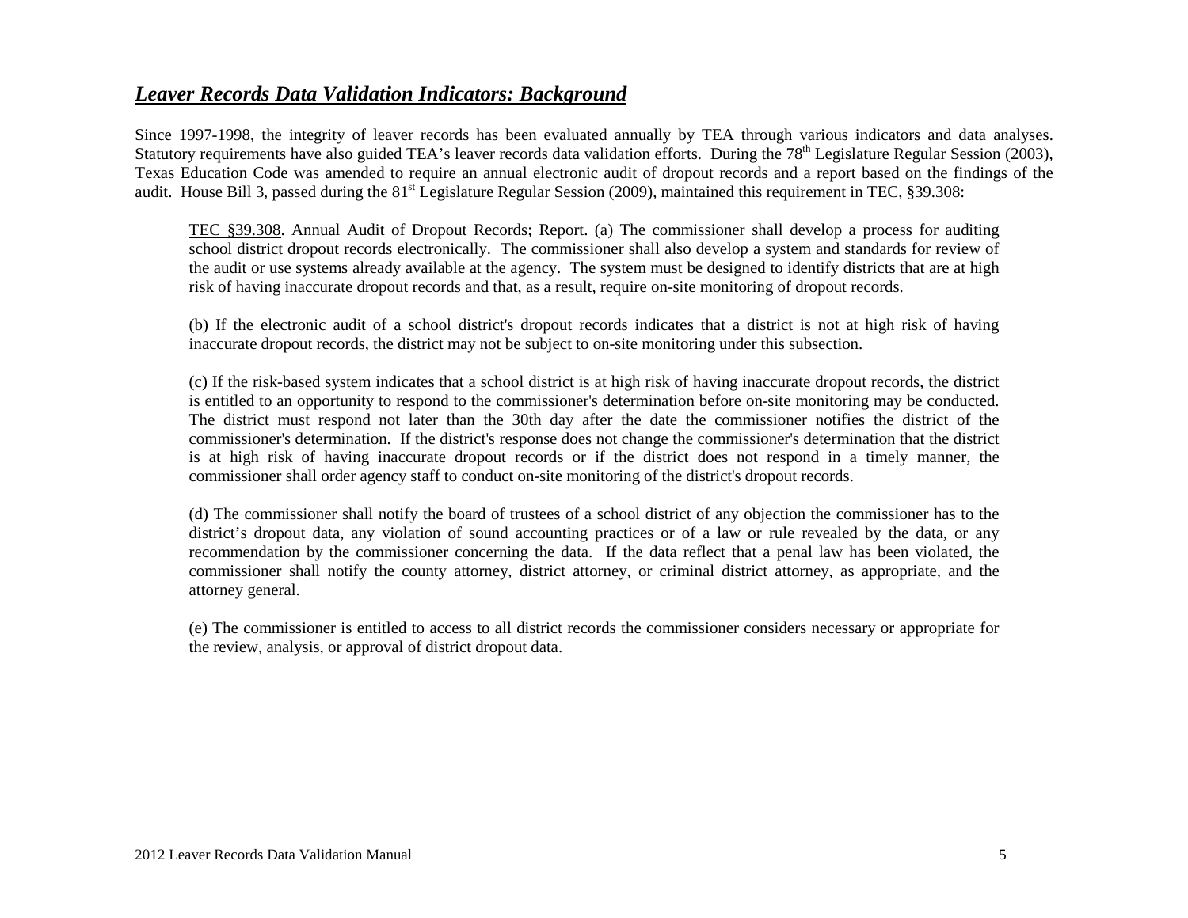## ***Leaver Records Data Validation Indicators: Background***

Since 1997-1998, the integrity of leaver records has been evaluated annually by TEA through various indicators and data analyses. Statutory requirements have also guided TEA's leaver records data validation efforts. During the 78th Legislature Regular Session (2003), Texas Education Code was amended to require an annual electronic audit of dropout records and a report based on the findings of the audit. House Bill 3, passed during the 81st Legislature Regular Session (2009), maintained this requirement in TEC, §39.308:

> TEC §39.308. Annual Audit of Dropout Records; Report. (a) The commissioner shall develop a process for auditing school district dropout records electronically. The commissioner shall also develop a system and standards for review of the audit or use systems already available at the agency. The system must be designed to identify districts that are at high risk of having inaccurate dropout records and that, as a result, require on-site monitoring of dropout records.
>
> (b) If the electronic audit of a school district's dropout records indicates that a district is not at high risk of having inaccurate dropout records, the district may not be subject to on-site monitoring under this subsection.
>
> (c) If the risk-based system indicates that a school district is at high risk of having inaccurate dropout records, the district is entitled to an opportunity to respond to the commissioner's determination before on-site monitoring may be conducted. The district must respond not later than the 30th day after the date the commissioner notifies the district of the commissioner's determination. If the district's response does not change the commissioner's determination that the district is at high risk of having inaccurate dropout records or if the district does not respond in a timely manner, the commissioner shall order agency staff to conduct on-site monitoring of the district's dropout records.
>
> (d) The commissioner shall notify the board of trustees of a school district of any objection the commissioner has to the district's dropout data, any violation of sound accounting practices or of a law or rule revealed by the data, or any recommendation by the commissioner concerning the data. If the data reflect that a penal law has been violated, the commissioner shall notify the county attorney, district attorney, or criminal district attorney, as appropriate, and the attorney general.
>
> (e) The commissioner is entitled to access to all district records the commissioner considers necessary or appropriate for the review, analysis, or approval of district dropout data.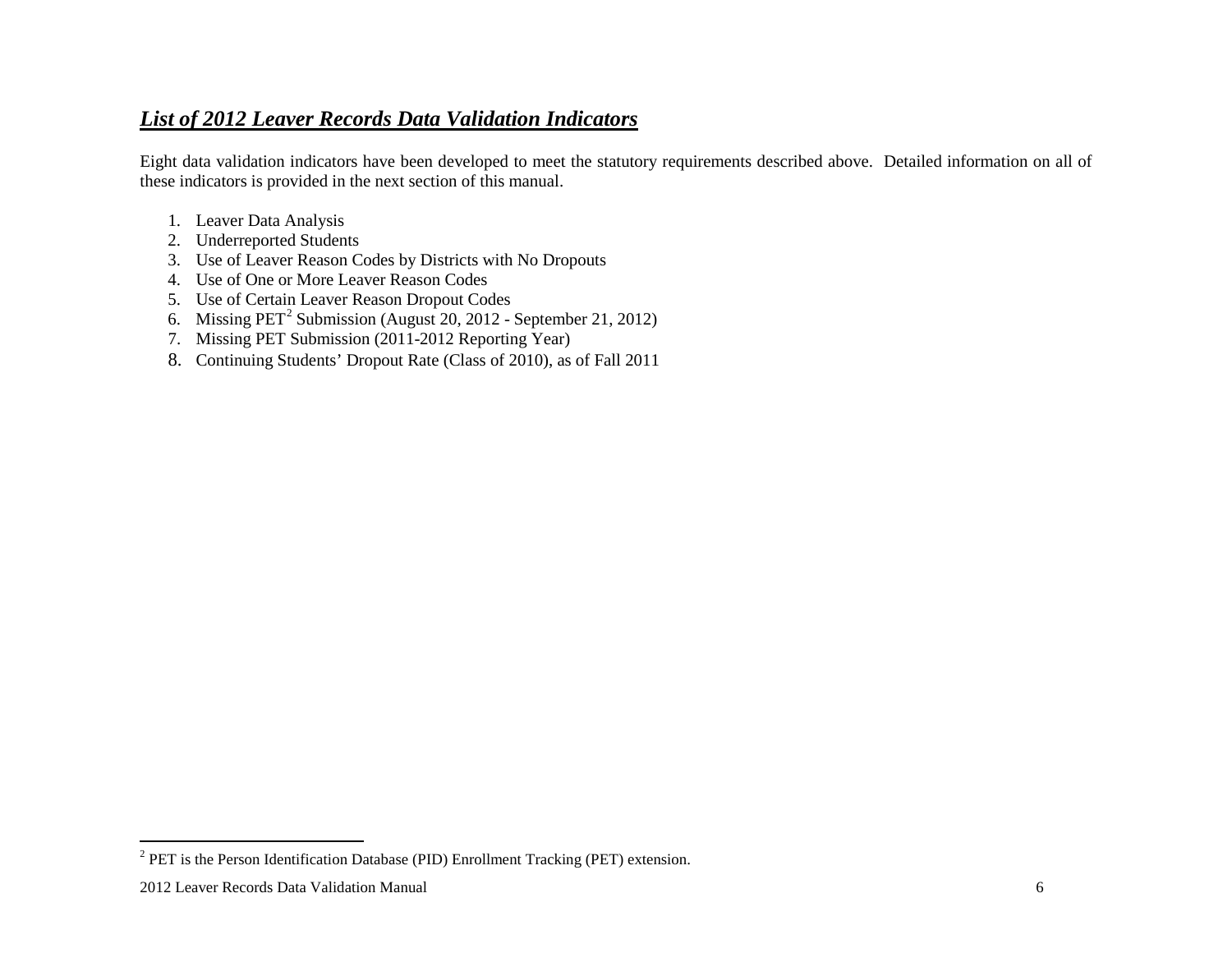## *List of 2012 Leaver Records Data Validation Indicators*

Eight data validation indicators have been developed to meet the statutory requirements described above. Detailed information on all of these indicators is provided in the next section of this manual.

1. Leaver Data Analysis
2. Underreported Students
3. Use of Leaver Reason Codes by Districts with No Dropouts
4. Use of One or More Leaver Reason Codes
5. Use of Certain Leaver Reason Dropout Codes
6. Missing PET[2] Submission (August 20, 2012 - September 21, 2012)
7. Missing PET Submission (2011-2012 Reporting Year)
8. Continuing Students' Dropout Rate (Class of 2010), as of Fall 2011

[2] PET is the Person Identification Database (PID) Enrollment Tracking (PET) extension.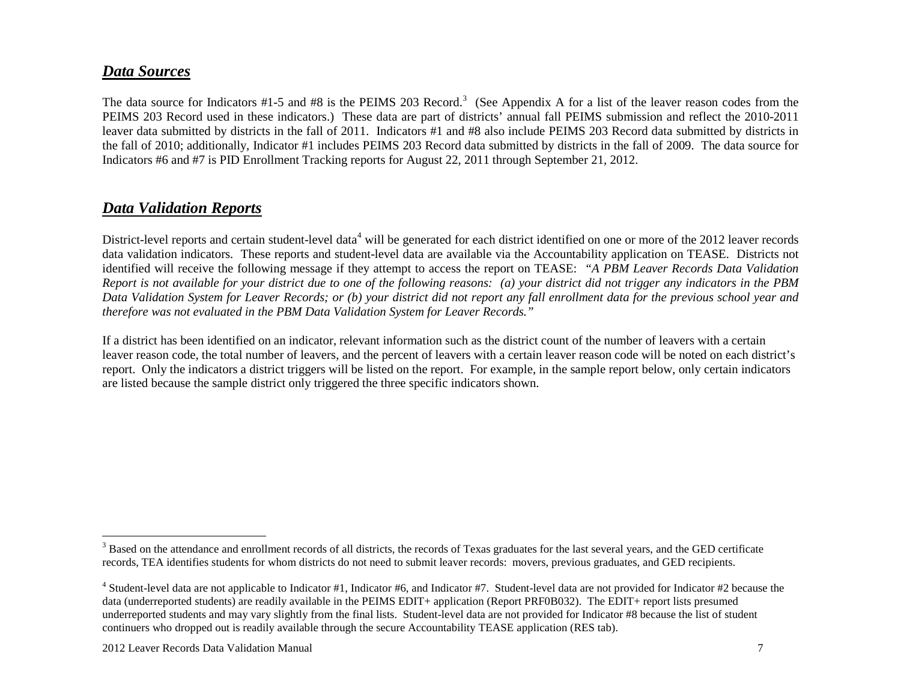## ***Data Sources***

The data source for Indicators #1-5 and #8 is the PEIMS 203 Record.[3] (See Appendix A for a list of the leaver reason codes from the PEIMS 203 Record used in these indicators.) These data are part of districts' annual fall PEIMS submission and reflect the 2010-2011 leaver data submitted by districts in the fall of 2011. Indicators #1 and #8 also include PEIMS 203 Record data submitted by districts in the fall of 2010; additionally, Indicator #1 includes PEIMS 203 Record data submitted by districts in the fall of 2009. The data source for Indicators #6 and #7 is PID Enrollment Tracking reports for August 22, 2011 through September 21, 2012.

## ***Data Validation Reports***

District-level reports and certain student-level data[4] will be generated for each district identified on one or more of the 2012 leaver records data validation indicators. These reports and student-level data are available via the Accountability application on TEASE. Districts not identified will receive the following message if they attempt to access the report on TEASE: *"A PBM Leaver Records Data Validation Report is not available for your district due to one of the following reasons: (a) your district did not trigger any indicators in the PBM Data Validation System for Leaver Records; or (b) your district did not report any fall enrollment data for the previous school year and therefore was not evaluated in the PBM Data Validation System for Leaver Records."*

If a district has been identified on an indicator, relevant information such as the district count of the number of leavers with a certain leaver reason code, the total number of leavers, and the percent of leavers with a certain leaver reason code will be noted on each district's report. Only the indicators a district triggers will be listed on the report. For example, in the sample report below, only certain indicators are listed because the sample district only triggered the three specific indicators shown.

---

[3] Based on the attendance and enrollment records of all districts, the records of Texas graduates for the last several years, and the GED certificate records, TEA identifies students for whom districts do not need to submit leaver records: movers, previous graduates, and GED recipients.

[4] Student-level data are not applicable to Indicator #1, Indicator #6, and Indicator #7. Student-level data are not provided for Indicator #2 because the data (underreported students) are readily available in the PEIMS EDIT+ application (Report PRF0B032). The EDIT+ report lists presumed underreported students and may vary slightly from the final lists. Student-level data are not provided for Indicator #8 because the list of student continuers who dropped out is readily available through the secure Accountability TEASE application (RES tab).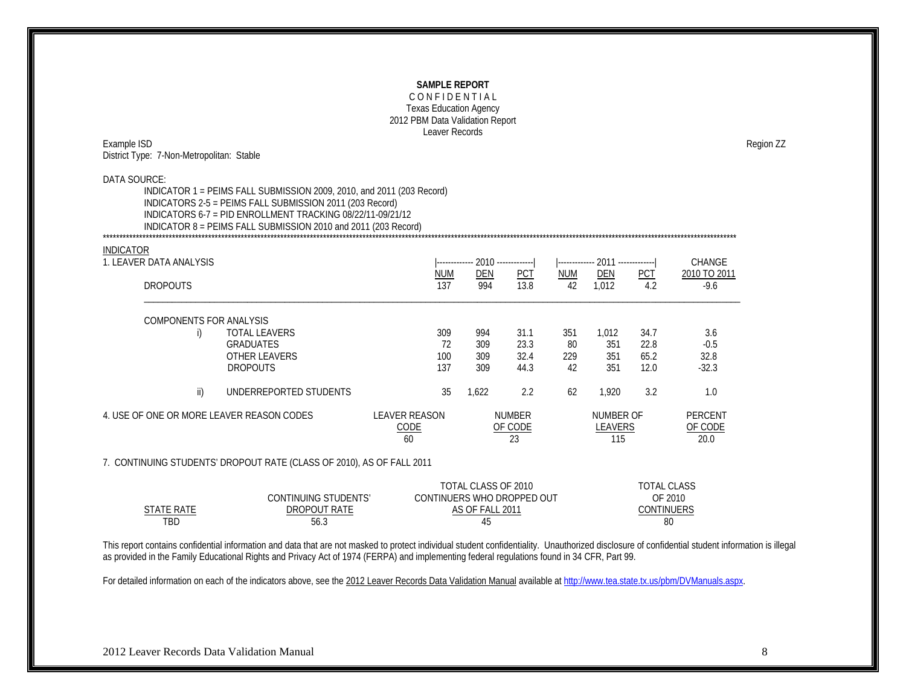**SAMPLE REPORT**
C O N F I D E N T I A L
Texas Education Agency
2012 PBM Data Validation Report
Leaver Records

Example ISD — Region ZZ
District Type: 7-Non-Metropolitan: Stable

DATA SOURCE:
- INDICATOR 1 = PEIMS FALL SUBMISSION 2009, 2010, and 2011 (203 Record)
- INDICATORS 2-5 = PEIMS FALL SUBMISSION 2011 (203 Record)
- INDICATORS 6-7 = PID ENROLLMENT TRACKING 08/22/11-09/21/12
- INDICATOR 8 = PEIMS FALL SUBMISSION 2010 and 2011 (203 Record)

***

INDICATOR

1. LEAVER DATA ANALYSIS

| | | 2010 | | | 2011 | | | CHANGE |
|---|---|---|---|---|---|---|---|---|
| | | NUM | DEN | PCT | NUM | DEN | PCT | 2010 TO 2011 |
| DROPOUTS | | 137 | 994 | 13.8 | 42 | 1,012 | 4.2 | -9.6 |
| COMPONENTS FOR ANALYSIS | | | | | | | | |
| i) | TOTAL LEAVERS | 309 | 994 | 31.1 | 351 | 1,012 | 34.7 | 3.6 |
| | GRADUATES | 72 | 309 | 23.3 | 80 | 351 | 22.8 | -0.5 |
| | OTHER LEAVERS | 100 | 309 | 32.4 | 229 | 351 | 65.2 | 32.8 |
| | DROPOUTS | 137 | 309 | 44.3 | 42 | 351 | 12.0 | -32.3 |
| ii) | UNDERREPORTED STUDENTS | 35 | 1,622 | 2.2 | 62 | 1,920 | 3.2 | 1.0 |

4. USE OF ONE OR MORE LEAVER REASON CODES

| LEAVER REASON CODE | NUMBER OF CODE | NUMBER OF LEAVERS | PERCENT OF CODE |
|---|---|---|---|
| 60 | 23 | 115 | 20.0 |

7. CONTINUING STUDENTS' DROPOUT RATE (CLASS OF 2010), AS OF FALL 2011

| STATE RATE | CONTINUING STUDENTS' DROPOUT RATE | TOTAL CLASS OF 2010 CONTINUERS WHO DROPPED OUT AS OF FALL 2011 | TOTAL CLASS OF 2010 CONTINUERS |
|---|---|---|---|
| TBD | 56.3 | 45 | 80 |

This report contains confidential information and data that are not masked to protect individual student confidentiality. Unauthorized disclosure of confidential student information is illegal as provided in the Family Educational Rights and Privacy Act of 1974 (FERPA) and implementing federal regulations found in 34 CFR, Part 99.

For detailed information on each of the indicators above, see the 2012 Leaver Records Data Validation Manual available at http://www.tea.state.tx.us/pbm/DVManuals.aspx.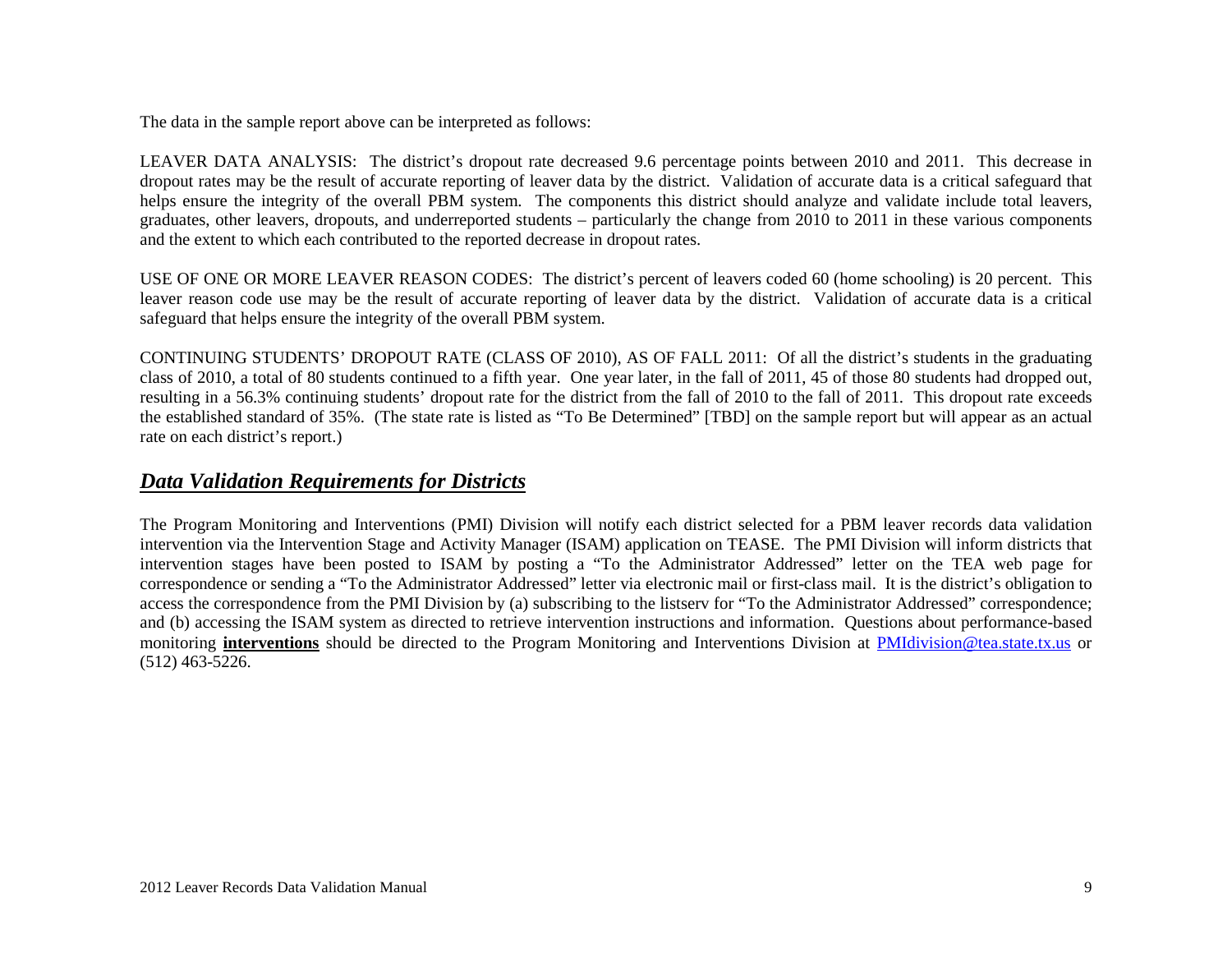The data in the sample report above can be interpreted as follows:

LEAVER DATA ANALYSIS: The district's dropout rate decreased 9.6 percentage points between 2010 and 2011. This decrease in dropout rates may be the result of accurate reporting of leaver data by the district. Validation of accurate data is a critical safeguard that helps ensure the integrity of the overall PBM system. The components this district should analyze and validate include total leavers, graduates, other leavers, dropouts, and underreported students – particularly the change from 2010 to 2011 in these various components and the extent to which each contributed to the reported decrease in dropout rates.

USE OF ONE OR MORE LEAVER REASON CODES: The district's percent of leavers coded 60 (home schooling) is 20 percent. This leaver reason code use may be the result of accurate reporting of leaver data by the district. Validation of accurate data is a critical safeguard that helps ensure the integrity of the overall PBM system.

CONTINUING STUDENTS' DROPOUT RATE (CLASS OF 2010), AS OF FALL 2011: Of all the district's students in the graduating class of 2010, a total of 80 students continued to a fifth year. One year later, in the fall of 2011, 45 of those 80 students had dropped out, resulting in a 56.3% continuing students' dropout rate for the district from the fall of 2010 to the fall of 2011. This dropout rate exceeds the established standard of 35%. (The state rate is listed as "To Be Determined" [TBD] on the sample report but will appear as an actual rate on each district's report.)

## ***Data Validation Requirements for Districts***

The Program Monitoring and Interventions (PMI) Division will notify each district selected for a PBM leaver records data validation intervention via the Intervention Stage and Activity Manager (ISAM) application on TEASE. The PMI Division will inform districts that intervention stages have been posted to ISAM by posting a "To the Administrator Addressed" letter on the TEA web page for correspondence or sending a "To the Administrator Addressed" letter via electronic mail or first-class mail. It is the district's obligation to access the correspondence from the PMI Division by (a) subscribing to the listserv for "To the Administrator Addressed" correspondence; and (b) accessing the ISAM system as directed to retrieve intervention instructions and information. Questions about performance-based monitoring **interventions** should be directed to the Program Monitoring and Interventions Division at PMIdivision@tea.state.tx.us or (512) 463-5226.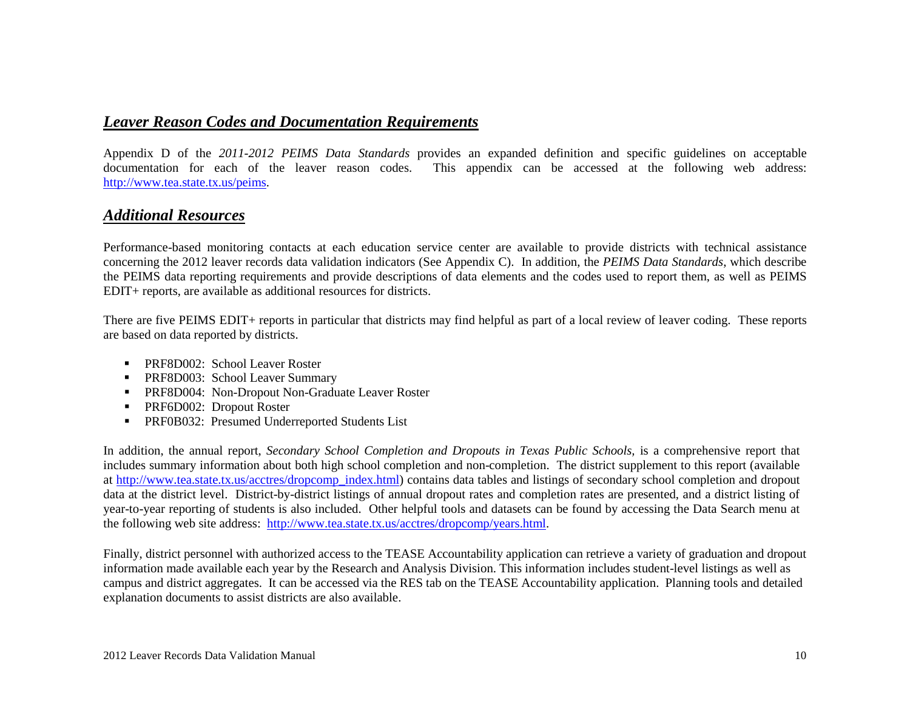## ***Leaver Reason Codes and Documentation Requirements***

Appendix D of the *2011-2012 PEIMS Data Standards* provides an expanded definition and specific guidelines on acceptable documentation for each of the leaver reason codes. This appendix can be accessed at the following web address: http://www.tea.state.tx.us/peims.

## ***Additional Resources***

Performance-based monitoring contacts at each education service center are available to provide districts with technical assistance concerning the 2012 leaver records data validation indicators (See Appendix C). In addition, the *PEIMS Data Standards*, which describe the PEIMS data reporting requirements and provide descriptions of data elements and the codes used to report them, as well as PEIMS EDIT+ reports, are available as additional resources for districts.

There are five PEIMS EDIT+ reports in particular that districts may find helpful as part of a local review of leaver coding. These reports are based on data reported by districts.

- PRF8D002: School Leaver Roster
- PRF8D003: School Leaver Summary
- PRF8D004: Non-Dropout Non-Graduate Leaver Roster
- PRF6D002: Dropout Roster
- PRF0B032: Presumed Underreported Students List

In addition, the annual report, *Secondary School Completion and Dropouts in Texas Public Schools,* is a comprehensive report that includes summary information about both high school completion and non-completion. The district supplement to this report (available at http://www.tea.state.tx.us/acctres/dropcomp_index.html) contains data tables and listings of secondary school completion and dropout data at the district level. District-by-district listings of annual dropout rates and completion rates are presented, and a district listing of year-to-year reporting of students is also included. Other helpful tools and datasets can be found by accessing the Data Search menu at the following web site address: http://www.tea.state.tx.us/acctres/dropcomp/years.html.

Finally, district personnel with authorized access to the TEASE Accountability application can retrieve a variety of graduation and dropout information made available each year by the Research and Analysis Division. This information includes student-level listings as well as campus and district aggregates. It can be accessed via the RES tab on the TEASE Accountability application. Planning tools and detailed explanation documents to assist districts are also available.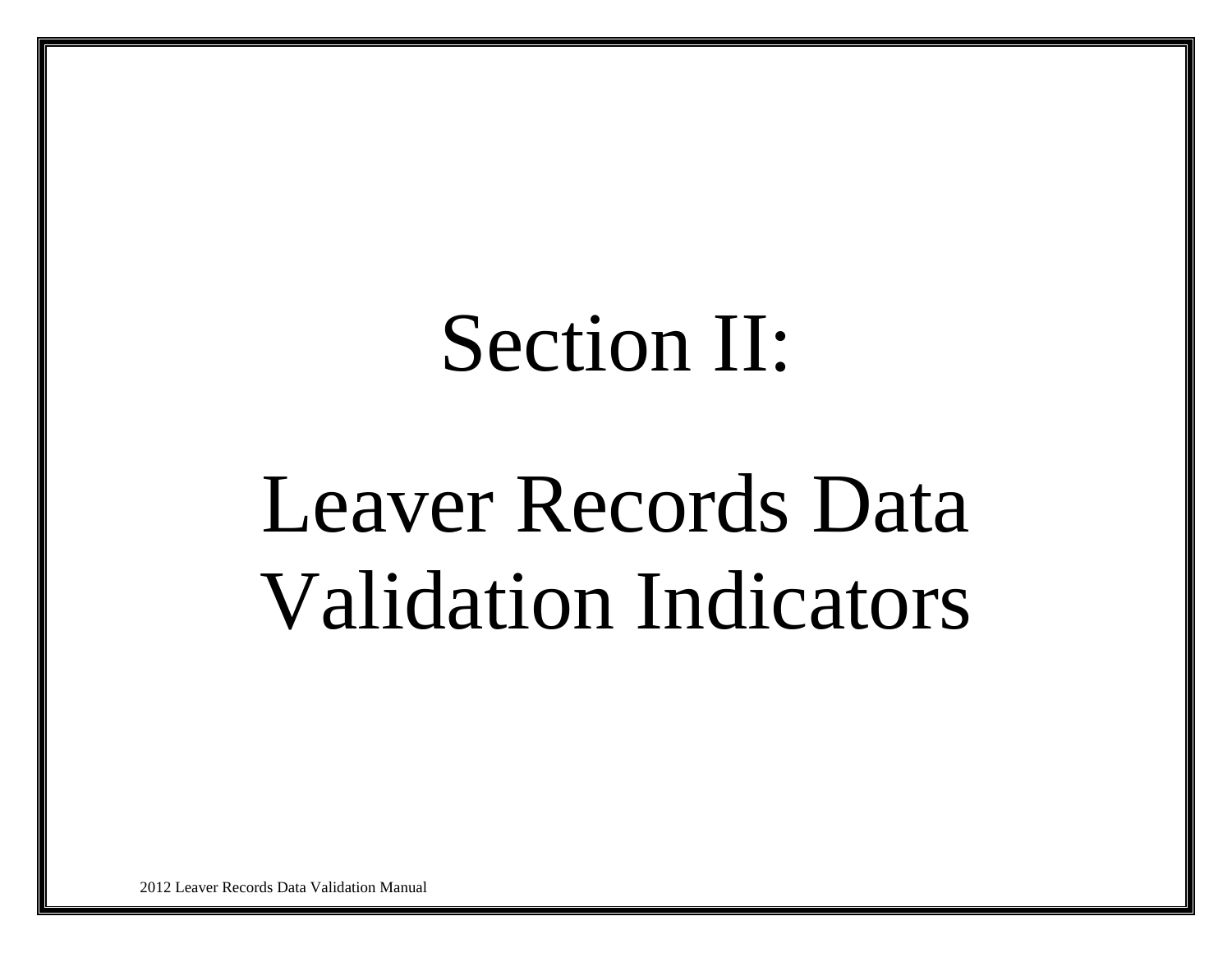# Section II:

# Leaver Records Data Validation Indicators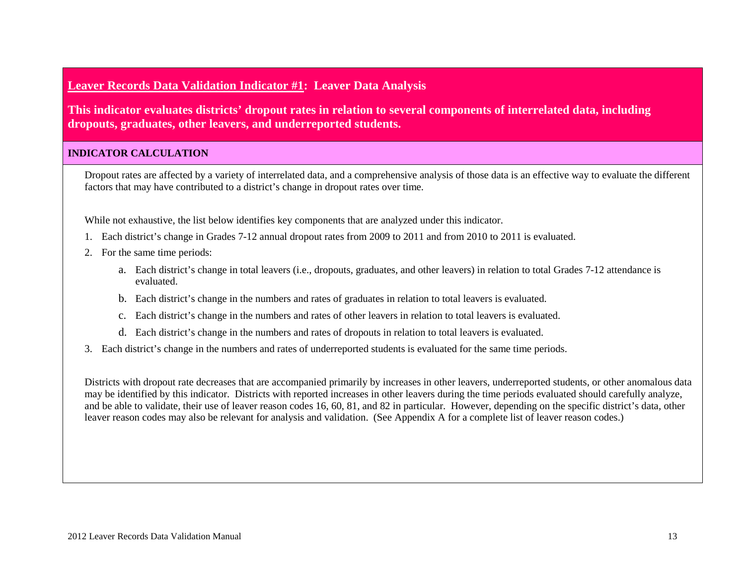## Leaver Records Data Validation Indicator #1: Leaver Data Analysis

**This indicator evaluates districts' dropout rates in relation to several components of interrelated data, including dropouts, graduates, other leavers, and underreported students.**

### INDICATOR CALCULATION

Dropout rates are affected by a variety of interrelated data, and a comprehensive analysis of those data is an effective way to evaluate the different factors that may have contributed to a district's change in dropout rates over time.

While not exhaustive, the list below identifies key components that are analyzed under this indicator.

1. Each district's change in Grades 7-12 annual dropout rates from 2009 to 2011 and from 2010 to 2011 is evaluated.
2. For the same time periods:
   a. Each district's change in total leavers (i.e., dropouts, graduates, and other leavers) in relation to total Grades 7-12 attendance is evaluated.
   b. Each district's change in the numbers and rates of graduates in relation to total leavers is evaluated.
   c. Each district's change in the numbers and rates of other leavers in relation to total leavers is evaluated.
   d. Each district's change in the numbers and rates of dropouts in relation to total leavers is evaluated.
3. Each district's change in the numbers and rates of underreported students is evaluated for the same time periods.

Districts with dropout rate decreases that are accompanied primarily by increases in other leavers, underreported students, or other anomalous data may be identified by this indicator. Districts with reported increases in other leavers during the time periods evaluated should carefully analyze, and be able to validate, their use of leaver reason codes 16, 60, 81, and 82 in particular. However, depending on the specific district's data, other leaver reason codes may also be relevant for analysis and validation. (See Appendix A for a complete list of leaver reason codes.)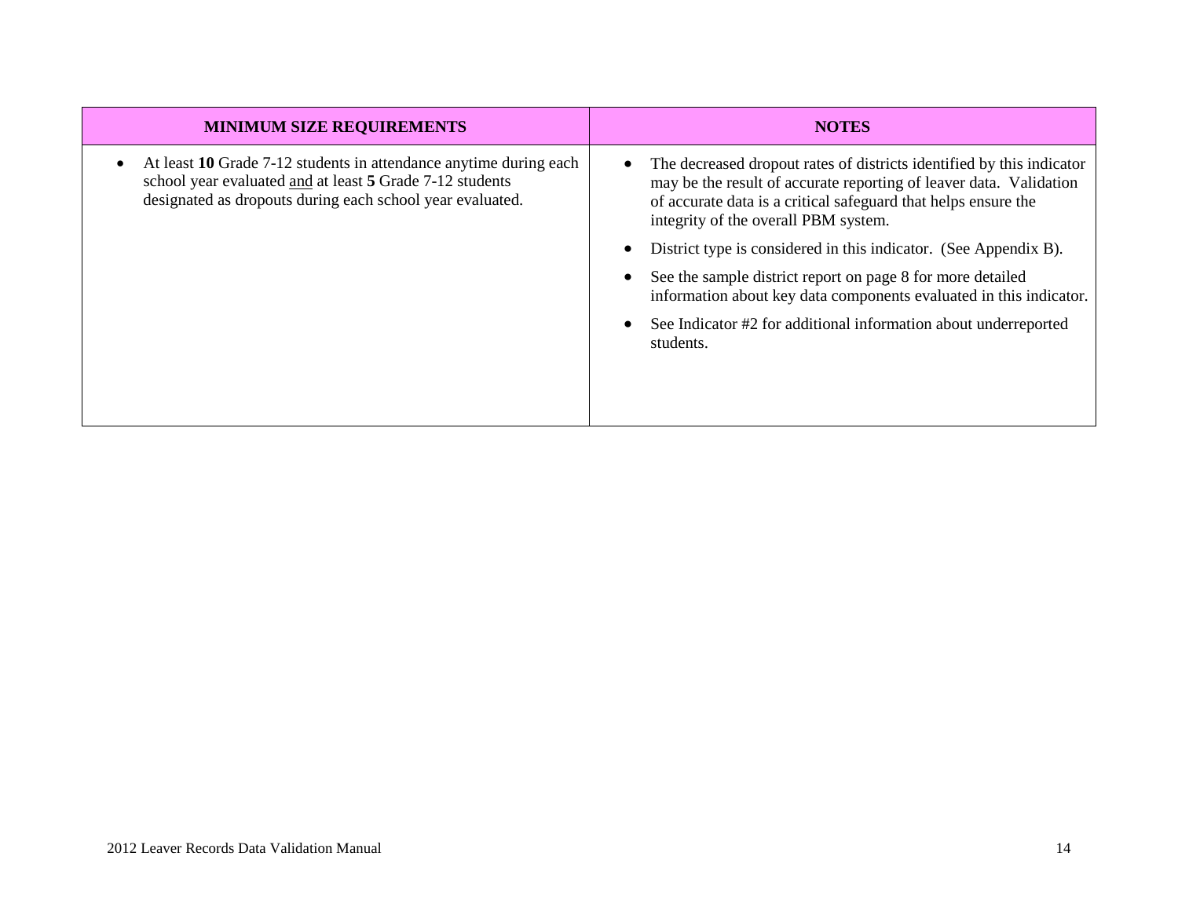| MINIMUM SIZE REQUIREMENTS | NOTES |
| --- | --- |
| • At least **10** Grade 7-12 students in attendance anytime during each school year evaluated and at least **5** Grade 7-12 students designated as dropouts during each school year evaluated. | • The decreased dropout rates of districts identified by this indicator may be the result of accurate reporting of leaver data. Validation of accurate data is a critical safeguard that helps ensure the integrity of the overall PBM system.<br>• District type is considered in this indicator. (See Appendix B).<br>• See the sample district report on page 8 for more detailed information about key data components evaluated in this indicator.<br>• See Indicator #2 for additional information about underreported students. |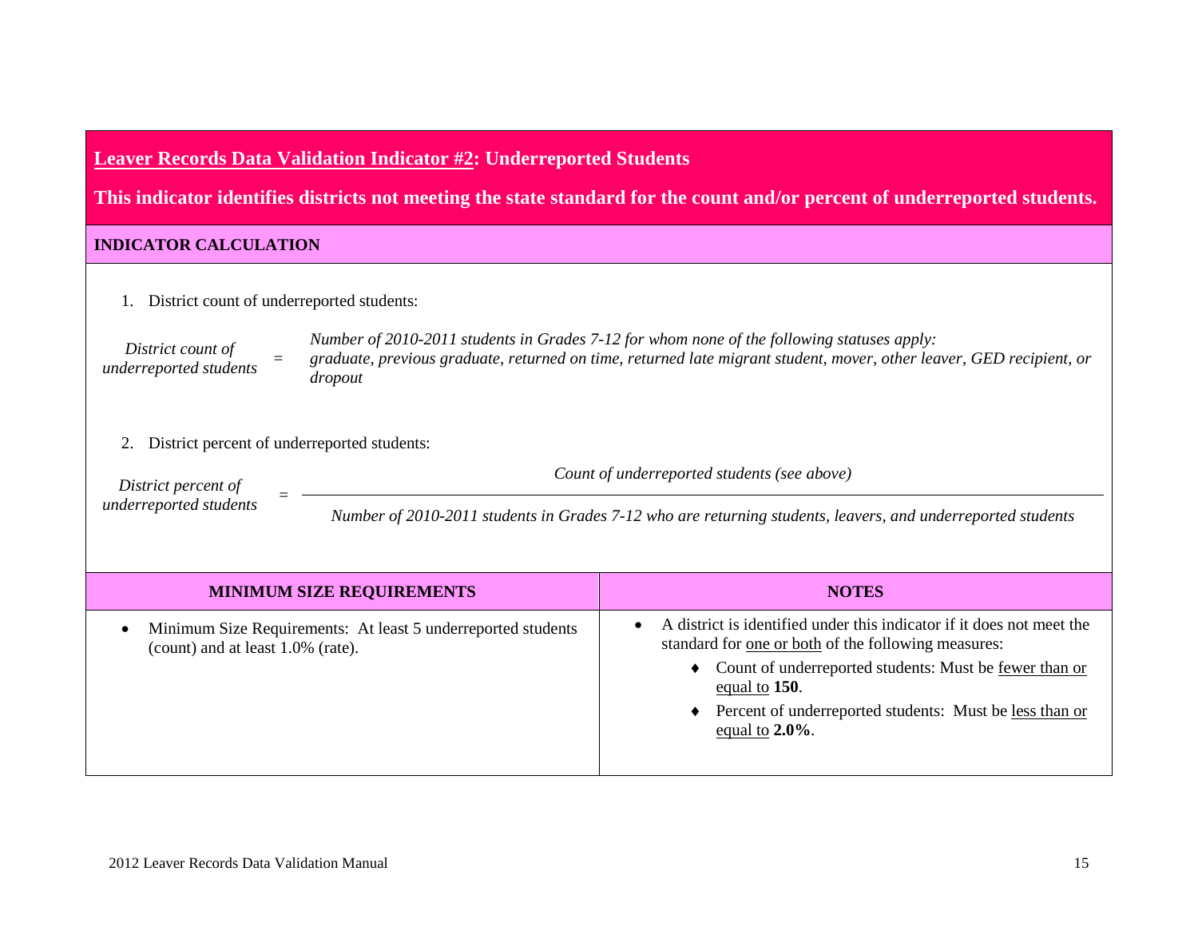## Leader Records Data Validation Indicator #2: Underreported Students

**This indicator identifies districts not meeting the state standard for the count and/or percent of underreported students.**

### INDICATOR CALCULATION

1. District count of underreported students:

*District count of underreported students* = *Number of 2010-2011 students in Grades 7-12 for whom none of the following statuses apply: graduate, previous graduate, returned on time, returned late migrant student, mover, other leaver, GED recipient, or dropout*

2. District percent of underreported students:

$$\textit{District percent of underreported students} = \frac{\textit{Count of underreported students (see above)}}{\textit{Number of 2010-2011 students in Grades 7-12 who are returning students, leavers, and underreported students}}$$

| MINIMUM SIZE REQUIREMENTS | NOTES |
|---|---|
| • Minimum Size Requirements: At least 5 underreported students (count) and at least 1.0% (rate). | • A district is identified under this indicator if it does not meet the standard for one or both of the following measures:<br>♦ Count of underreported students: Must be fewer than or equal to **150**.<br>♦ Percent of underreported students: Must be less than or equal to **2.0%**. |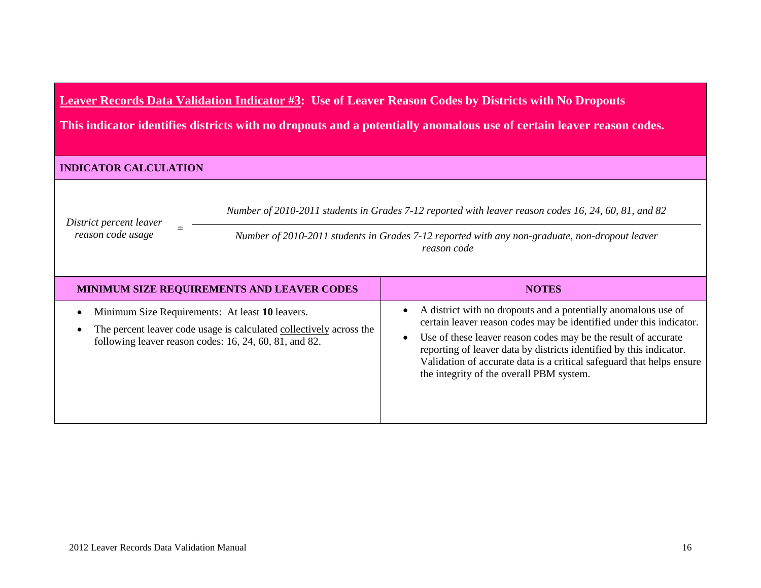## Leaver Records Data Validation Indicator #3: Use of Leaver Reason Codes by Districts with No Dropouts

**This indicator identifies districts with no dropouts and a potentially anomalous use of certain leaver reason codes.**

### INDICATOR CALCULATION

$$\textit{District percent leaver reason code usage} = \frac{\textit{Number of 2010-2011 students in Grades 7-12 reported with leaver reason codes 16, 24, 60, 81, and 82}}{\textit{Number of 2010-2011 students in Grades 7-12 reported with any non-graduate, non-dropout leaver reason code}}$$

| MINIMUM SIZE REQUIREMENTS AND LEAVER CODES | NOTES |
|---|---|
| • Minimum Size Requirements: At least **10** leavers.<br>• The percent leaver code usage is calculated collectively across the following leaver reason codes: 16, 24, 60, 81, and 82. | • A district with no dropouts and a potentially anomalous use of certain leaver reason codes may be identified under this indicator.<br>• Use of these leaver reason codes may be the result of accurate reporting of leaver data by districts identified by this indicator. Validation of accurate data is a critical safeguard that helps ensure the integrity of the overall PBM system. |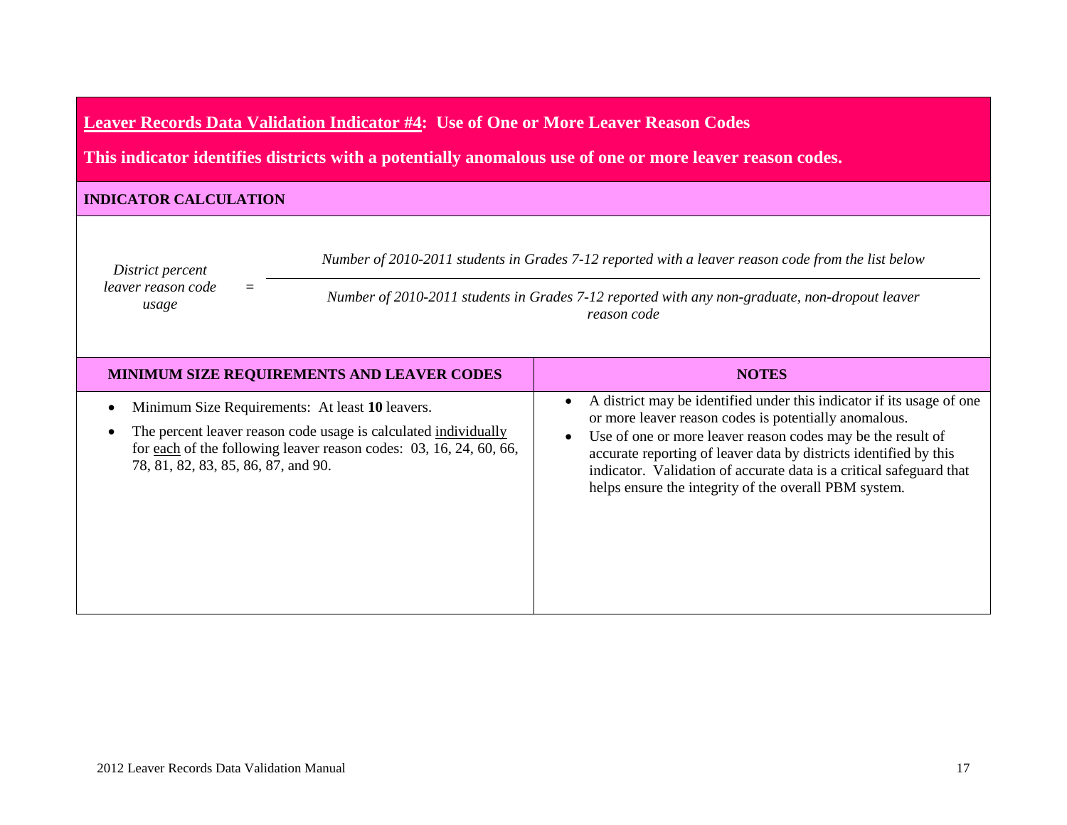## Leaver Records Data Validation Indicator #4: Use of One or More Leaver Reason Codes

**This indicator identifies districts with a potentially anomalous use of one or more leaver reason codes.**

### INDICATOR CALCULATION

$$\textit{District percent leaver reason code usage} = \frac{\textit{Number of 2010-2011 students in Grades 7-12 reported with a leaver reason code from the list below}}{\textit{Number of 2010-2011 students in Grades 7-12 reported with any non-graduate, non-dropout leaver reason code}}$$

| MINIMUM SIZE REQUIREMENTS AND LEAVER CODES | NOTES |
|---|---|
| • Minimum Size Requirements: At least **10** leavers.<br>• The percent leaver reason code usage is calculated individually for each of the following leaver reason codes: 03, 16, 24, 60, 66, 78, 81, 82, 83, 85, 86, 87, and 90. | • A district may be identified under this indicator if its usage of one or more leaver reason codes is potentially anomalous.<br>• Use of one or more leaver reason codes may be the result of accurate reporting of leaver data by districts identified by this indicator. Validation of accurate data is a critical safeguard that helps ensure the integrity of the overall PBM system. |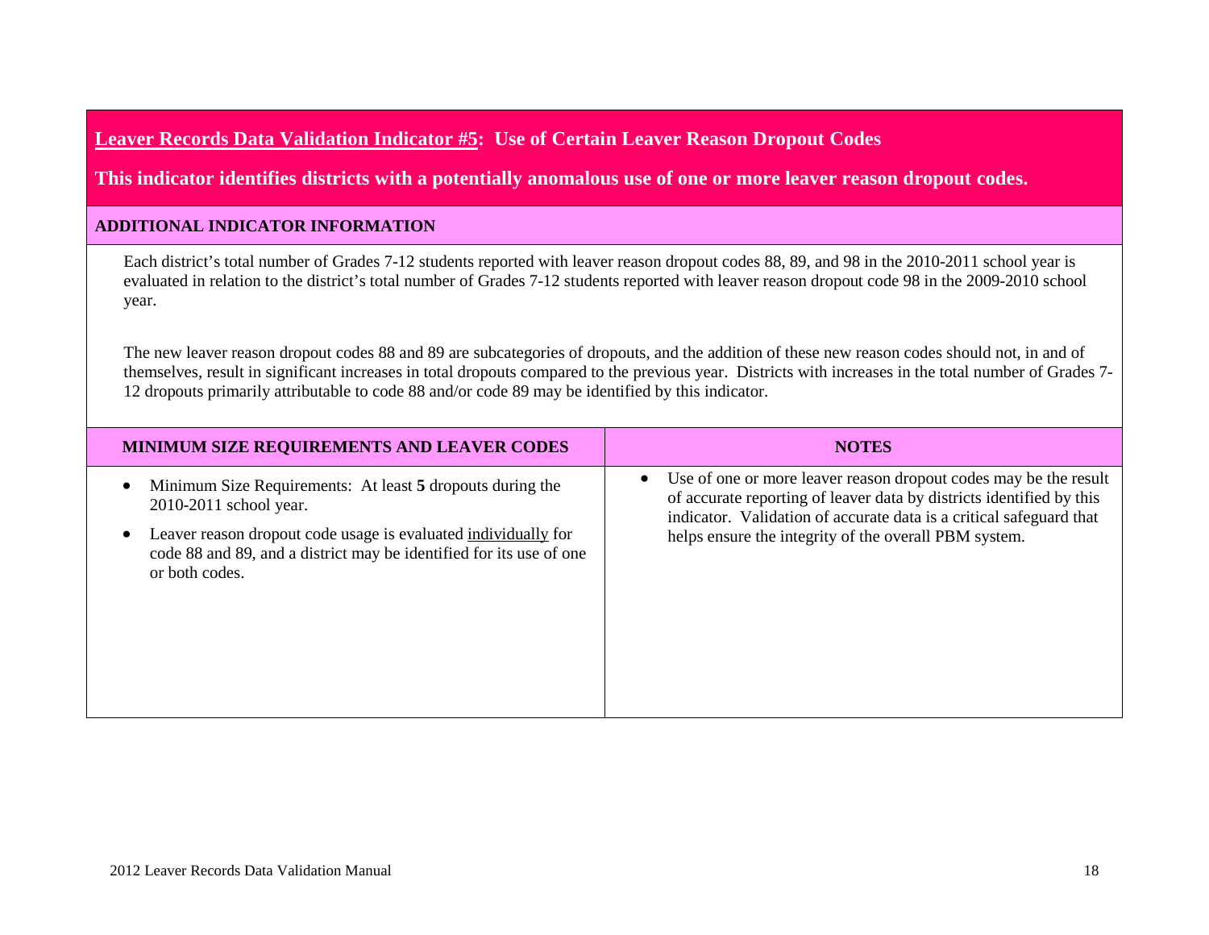## Leaver Records Data Validation Indicator #5: Use of Certain Leaver Reason Dropout Codes

**This indicator identifies districts with a potentially anomalous use of one or more leaver reason dropout codes.**

### ADDITIONAL INDICATOR INFORMATION

Each district's total number of Grades 7-12 students reported with leaver reason dropout codes 88, 89, and 98 in the 2010-2011 school year is evaluated in relation to the district's total number of Grades 7-12 students reported with leaver reason dropout code 98 in the 2009-2010 school year.

The new leaver reason dropout codes 88 and 89 are subcategories of dropouts, and the addition of these new reason codes should not, in and of themselves, result in significant increases in total dropouts compared to the previous year. Districts with increases in the total number of Grades 7-12 dropouts primarily attributable to code 88 and/or code 89 may be identified by this indicator.

| MINIMUM SIZE REQUIREMENTS AND LEAVER CODES | NOTES |
| --- | --- |
| • Minimum Size Requirements: At least **5** dropouts during the 2010-2011 school year.<br>• Leaver reason dropout code usage is evaluated <u>individually</u> for code 88 and 89, and a district may be identified for its use of one or both codes. | • Use of one or more leaver reason dropout codes may be the result of accurate reporting of leaver data by districts identified by this indicator. Validation of accurate data is a critical safeguard that helps ensure the integrity of the overall PBM system. |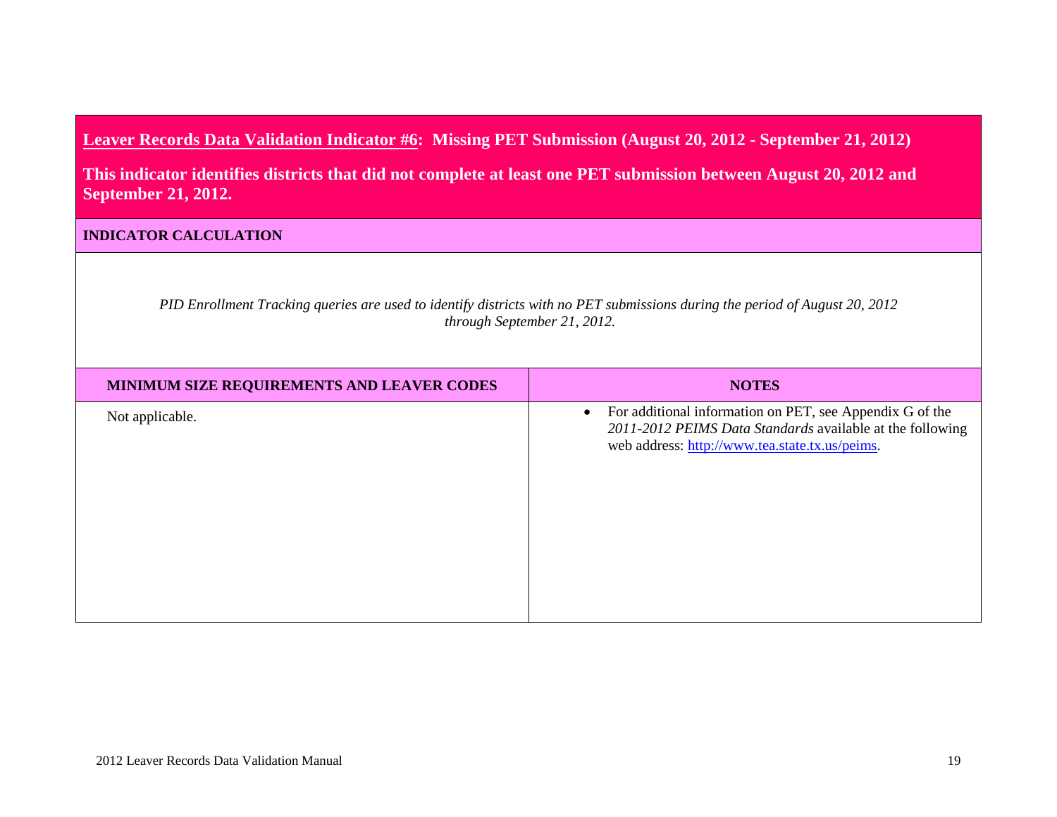## <u>Leaver Records Data Validation Indicator #6</u>: Missing PET Submission (August 20, 2012 - September 21, 2012)

**This indicator identifies districts that did not complete at least one PET submission between August 20, 2012 and September 21, 2012.**

### INDICATOR CALCULATION

*PID Enrollment Tracking queries are used to identify districts with no PET submissions during the period of August 20, 2012 through September 21, 2012.*

| MINIMUM SIZE REQUIREMENTS AND LEAVER CODES | NOTES |
|---|---|
| Not applicable. | • For additional information on PET, see Appendix G of the *2011-2012 PEIMS Data Standards* available at the following web address: http://www.tea.state.tx.us/peims. |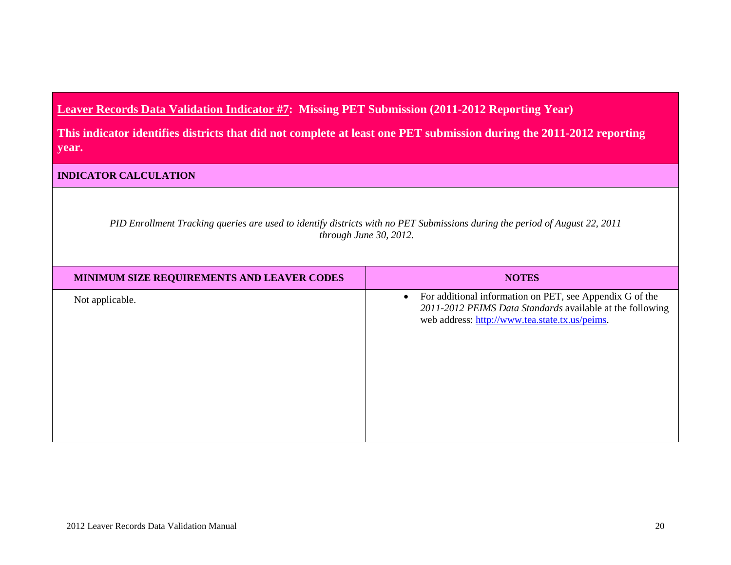## Leaver Records Data Validation Indicator #7: Missing PET Submission (2011-2012 Reporting Year)

**This indicator identifies districts that did not complete at least one PET submission during the 2011-2012 reporting year.**

**INDICATOR CALCULATION**

*PID Enrollment Tracking queries are used to identify districts with no PET Submissions during the period of August 22, 2011 through June 30, 2012.*

| MINIMUM SIZE REQUIREMENTS AND LEAVER CODES | NOTES |
|---|---|
| Not applicable. | • For additional information on PET, see Appendix G of the *2011-2012 PEIMS Data Standards* available at the following web address: http://www.tea.state.tx.us/peims. |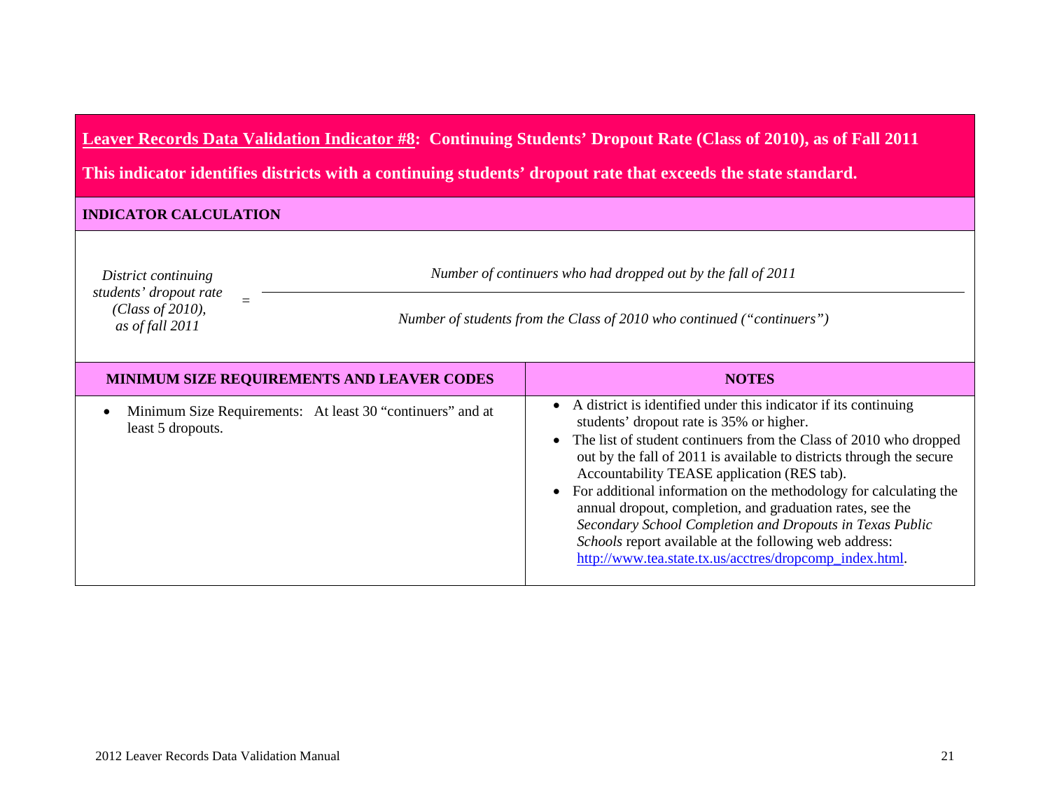## <u>Leaver Records Data Validation Indicator #8</u>: Continuing Students' Dropout Rate (Class of 2010), as of Fall 2011

**This indicator identifies districts with a continuing students' dropout rate that exceeds the state standard.**

### INDICATOR CALCULATION

$$\textit{District continuing students' dropout rate (Class of 2010), as of fall 2011} = \frac{\textit{Number of continuers who had dropped out by the fall of 2011}}{\textit{Number of students from the Class of 2010 who continued ("continuers")}}$$

| MINIMUM SIZE REQUIREMENTS AND LEAVER CODES | NOTES |
|---|---|
| • Minimum Size Requirements: At least 30 "continuers" and at least 5 dropouts. | • A district is identified under this indicator if its continuing students' dropout rate is 35% or higher.<br>• The list of student continuers from the Class of 2010 who dropped out by the fall of 2011 is available to districts through the secure Accountability TEASE application (RES tab).<br>• For additional information on the methodology for calculating the annual dropout, completion, and graduation rates, see the *Secondary School Completion and Dropouts in Texas Public Schools* report available at the following web address: http://www.tea.state.tx.us/acctres/dropcomp_index.html. |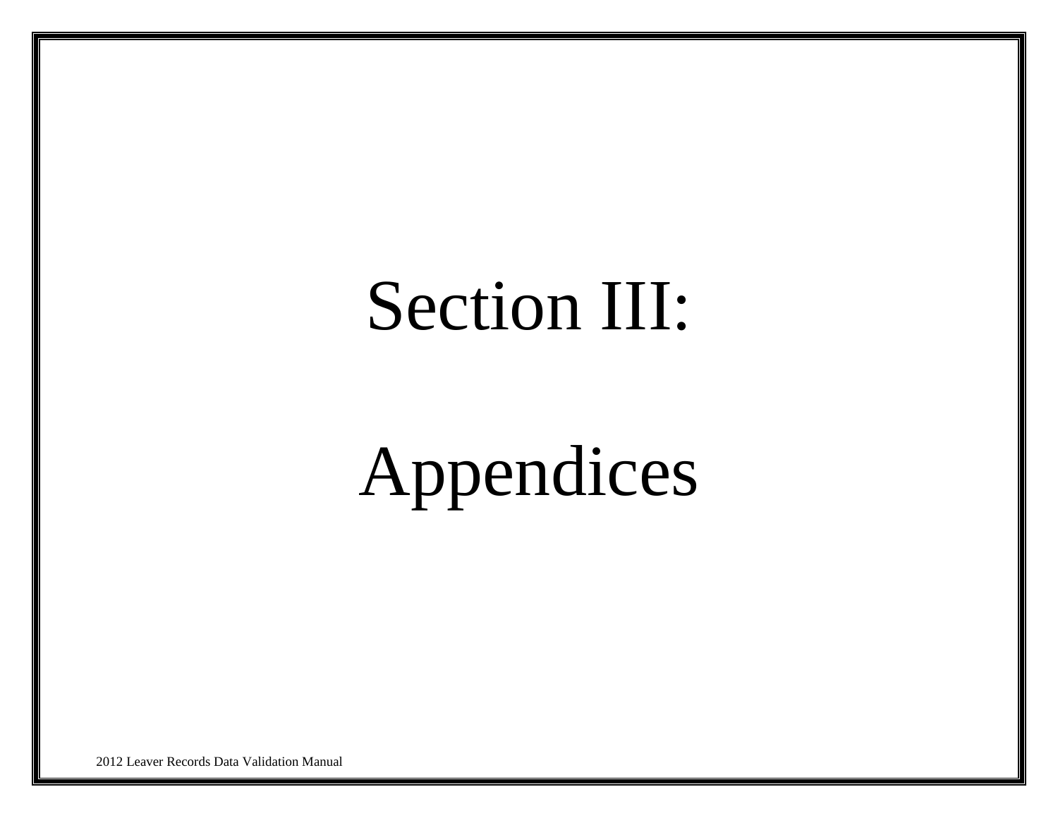# Section III:

# Appendices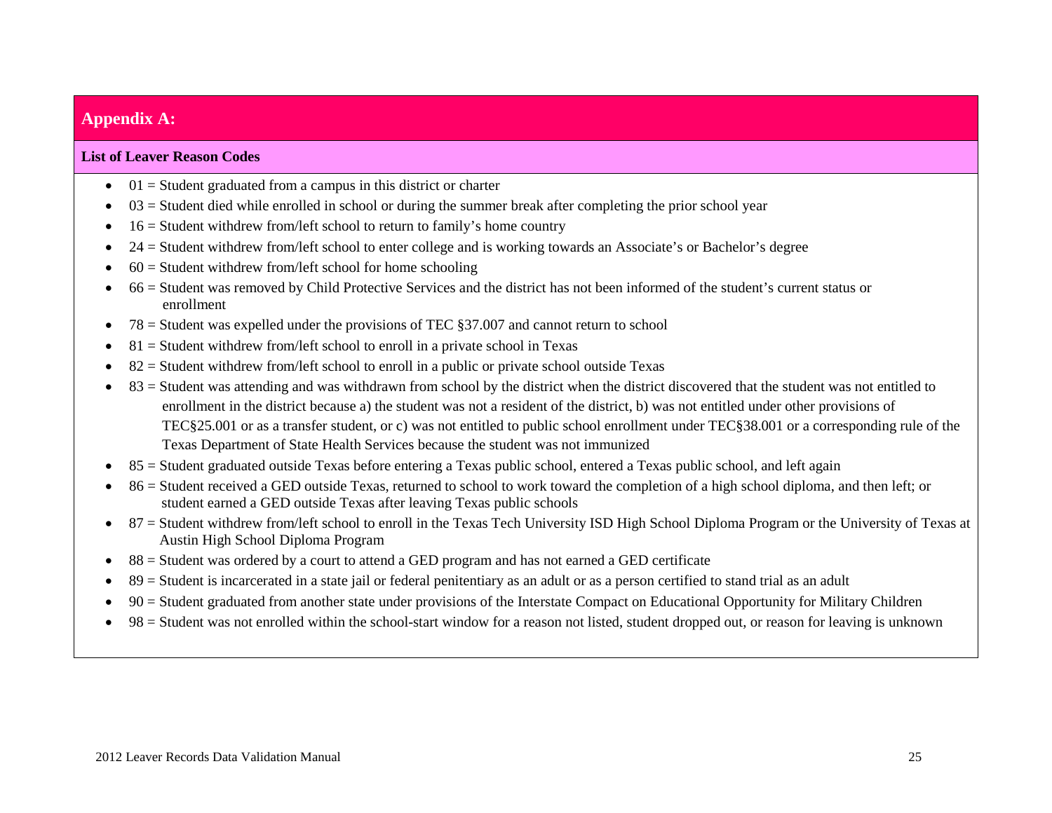## Appendix A:

### List of Leaver Reason Codes

- 01 = Student graduated from a campus in this district or charter
- 03 = Student died while enrolled in school or during the summer break after completing the prior school year
- 16 = Student withdrew from/left school to return to family's home country
- 24 = Student withdrew from/left school to enter college and is working towards an Associate's or Bachelor's degree
- 60 = Student withdrew from/left school for home schooling
- 66 = Student was removed by Child Protective Services and the district has not been informed of the student's current status or enrollment
- 78 = Student was expelled under the provisions of TEC §37.007 and cannot return to school
- 81 = Student withdrew from/left school to enroll in a private school in Texas
- 82 = Student withdrew from/left school to enroll in a public or private school outside Texas
- 83 = Student was attending and was withdrawn from school by the district when the district discovered that the student was not entitled to enrollment in the district because a) the student was not a resident of the district, b) was not entitled under other provisions of TEC§25.001 or as a transfer student, or c) was not entitled to public school enrollment under TEC§38.001 or a corresponding rule of the Texas Department of State Health Services because the student was not immunized
- 85 = Student graduated outside Texas before entering a Texas public school, entered a Texas public school, and left again
- 86 = Student received a GED outside Texas, returned to school to work toward the completion of a high school diploma, and then left; or student earned a GED outside Texas after leaving Texas public schools
- 87 = Student withdrew from/left school to enroll in the Texas Tech University ISD High School Diploma Program or the University of Texas at Austin High School Diploma Program
- 88 = Student was ordered by a court to attend a GED program and has not earned a GED certificate
- 89 = Student is incarcerated in a state jail or federal penitentiary as an adult or as a person certified to stand trial as an adult
- 90 = Student graduated from another state under provisions of the Interstate Compact on Educational Opportunity for Military Children
- 98 = Student was not enrolled within the school-start window for a reason not listed, student dropped out, or reason for leaving is unknown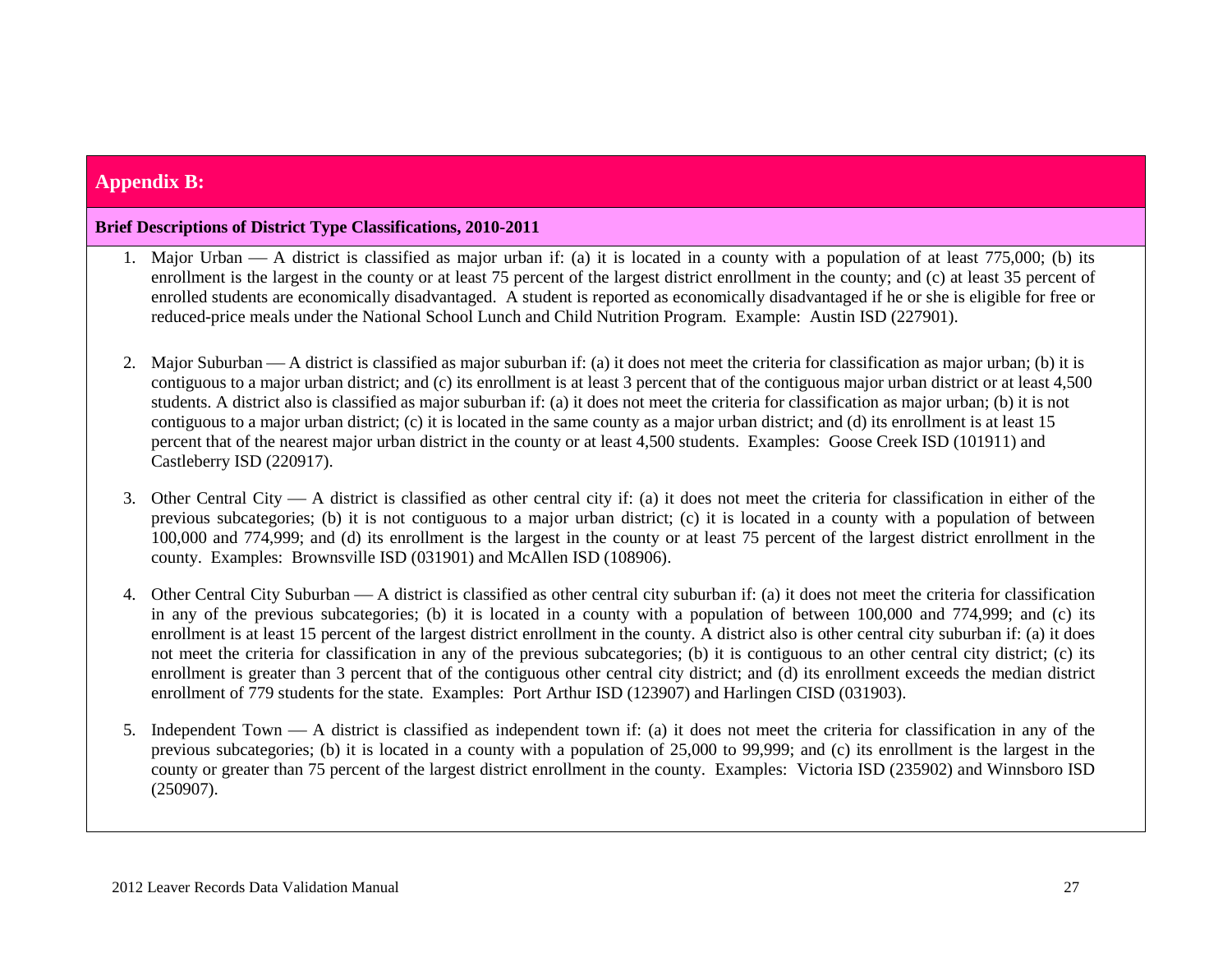## Appendix B:

### Brief Descriptions of District Type Classifications, 2010-2011

1. Major Urban — A district is classified as major urban if: (a) it is located in a county with a population of at least 775,000; (b) its enrollment is the largest in the county or at least 75 percent of the largest district enrollment in the county; and (c) at least 35 percent of enrolled students are economically disadvantaged. A student is reported as economically disadvantaged if he or she is eligible for free or reduced-price meals under the National School Lunch and Child Nutrition Program. Example: Austin ISD (227901).

2. Major Suburban — A district is classified as major suburban if: (a) it does not meet the criteria for classification as major urban; (b) it is contiguous to a major urban district; and (c) its enrollment is at least 3 percent that of the contiguous major urban district or at least 4,500 students. A district also is classified as major suburban if: (a) it does not meet the criteria for classification as major urban; (b) it is not contiguous to a major urban district; (c) it is located in the same county as a major urban district; and (d) its enrollment is at least 15 percent that of the nearest major urban district in the county or at least 4,500 students. Examples: Goose Creek ISD (101911) and Castleberry ISD (220917).

3. Other Central City — A district is classified as other central city if: (a) it does not meet the criteria for classification in either of the previous subcategories; (b) it is not contiguous to a major urban district; (c) it is located in a county with a population of between 100,000 and 774,999; and (d) its enrollment is the largest in the county or at least 75 percent of the largest district enrollment in the county. Examples: Brownsville ISD (031901) and McAllen ISD (108906).

4. Other Central City Suburban — A district is classified as other central city suburban if: (a) it does not meet the criteria for classification in any of the previous subcategories; (b) it is located in a county with a population of between 100,000 and 774,999; and (c) its enrollment is at least 15 percent of the largest district enrollment in the county. A district also is other central city suburban if: (a) it does not meet the criteria for classification in any of the previous subcategories; (b) it is contiguous to an other central city district; (c) its enrollment is greater than 3 percent that of the contiguous other central city district; and (d) its enrollment exceeds the median district enrollment of 779 students for the state. Examples: Port Arthur ISD (123907) and Harlingen CISD (031903).

5. Independent Town — A district is classified as independent town if: (a) it does not meet the criteria for classification in any of the previous subcategories; (b) it is located in a county with a population of 25,000 to 99,999; and (c) its enrollment is the largest in the county or greater than 75 percent of the largest district enrollment in the county. Examples: Victoria ISD (235902) and Winnsboro ISD (250907).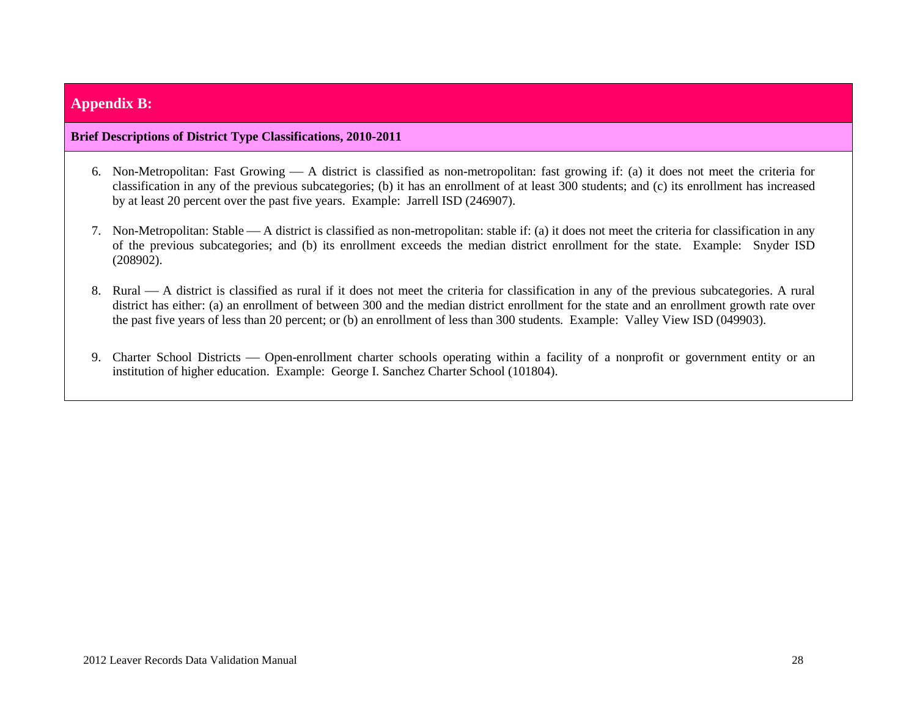## Appendix B:

**Brief Descriptions of District Type Classifications, 2010-2011**

6. Non-Metropolitan: Fast Growing — A district is classified as non-metropolitan: fast growing if: (a) it does not meet the criteria for classification in any of the previous subcategories; (b) it has an enrollment of at least 300 students; and (c) its enrollment has increased by at least 20 percent over the past five years. Example: Jarrell ISD (246907).

7. Non-Metropolitan: Stable — A district is classified as non-metropolitan: stable if: (a) it does not meet the criteria for classification in any of the previous subcategories; and (b) its enrollment exceeds the median district enrollment for the state. Example: Snyder ISD (208902).

8. Rural — A district is classified as rural if it does not meet the criteria for classification in any of the previous subcategories. A rural district has either: (a) an enrollment of between 300 and the median district enrollment for the state and an enrollment growth rate over the past five years of less than 20 percent; or (b) an enrollment of less than 300 students. Example: Valley View ISD (049903).

9. Charter School Districts — Open-enrollment charter schools operating within a facility of a nonprofit or government entity or an institution of higher education. Example: George I. Sanchez Charter School (101804).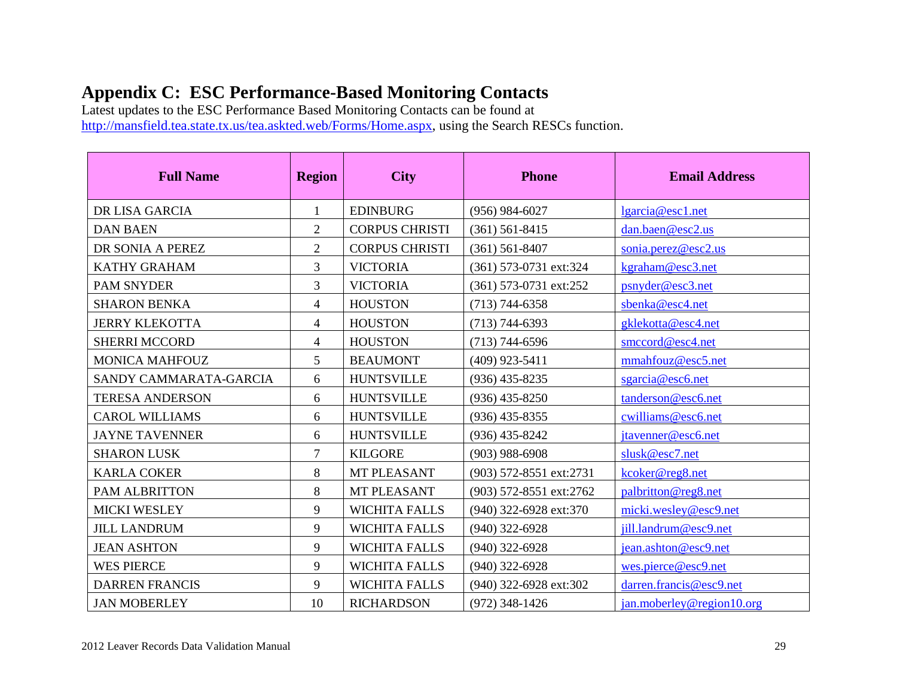# Appendix C: ESC Performance-Based Monitoring Contacts

Latest updates to the ESC Performance Based Monitoring Contacts can be found at http://mansfield.tea.state.tx.us/tea.askted.web/Forms/Home.aspx, using the Search RESCs function.

| Full Name | Region | City | Phone | Email Address |
|---|---|---|---|---|
| DR LISA GARCIA | 1 | EDINBURG | (956) 984-6027 | lgarcia@esc1.net |
| DAN BAEN | 2 | CORPUS CHRISTI | (361) 561-8415 | dan.baen@esc2.us |
| DR SONIA A PEREZ | 2 | CORPUS CHRISTI | (361) 561-8407 | sonia.perez@esc2.us |
| KATHY GRAHAM | 3 | VICTORIA | (361) 573-0731 ext:324 | kgraham@esc3.net |
| PAM SNYDER | 3 | VICTORIA | (361) 573-0731 ext:252 | psnyder@esc3.net |
| SHARON BENKA | 4 | HOUSTON | (713) 744-6358 | sbenka@esc4.net |
| JERRY KLEKOTTA | 4 | HOUSTON | (713) 744-6393 | gklekotta@esc4.net |
| SHERRI MCCORD | 4 | HOUSTON | (713) 744-6596 | smccord@esc4.net |
| MONICA MAHFOUZ | 5 | BEAUMONT | (409) 923-5411 | mmahfouz@esc5.net |
| SANDY CAMMARATA-GARCIA | 6 | HUNTSVILLE | (936) 435-8235 | sgarcia@esc6.net |
| TERESA ANDERSON | 6 | HUNTSVILLE | (936) 435-8250 | tanderson@esc6.net |
| CAROL WILLIAMS | 6 | HUNTSVILLE | (936) 435-8355 | cwilliams@esc6.net |
| JAYNE TAVENNER | 6 | HUNTSVILLE | (936) 435-8242 | jtavenner@esc6.net |
| SHARON LUSK | 7 | KILGORE | (903) 988-6908 | slusk@esc7.net |
| KARLA COKER | 8 | MT PLEASANT | (903) 572-8551 ext:2731 | kcoker@reg8.net |
| PAM ALBRITTON | 8 | MT PLEASANT | (903) 572-8551 ext:2762 | palbritton@reg8.net |
| MICKI WESLEY | 9 | WICHITA FALLS | (940) 322-6928 ext:370 | micki.wesley@esc9.net |
| JILL LANDRUM | 9 | WICHITA FALLS | (940) 322-6928 | jill.landrum@esc9.net |
| JEAN ASHTON | 9 | WICHITA FALLS | (940) 322-6928 | jean.ashton@esc9.net |
| WES PIERCE | 9 | WICHITA FALLS | (940) 322-6928 | wes.pierce@esc9.net |
| DARREN FRANCIS | 9 | WICHITA FALLS | (940) 322-6928 ext:302 | darren.francis@esc9.net |
| JAN MOBERLEY | 10 | RICHARDSON | (972) 348-1426 | jan.moberley@region10.org |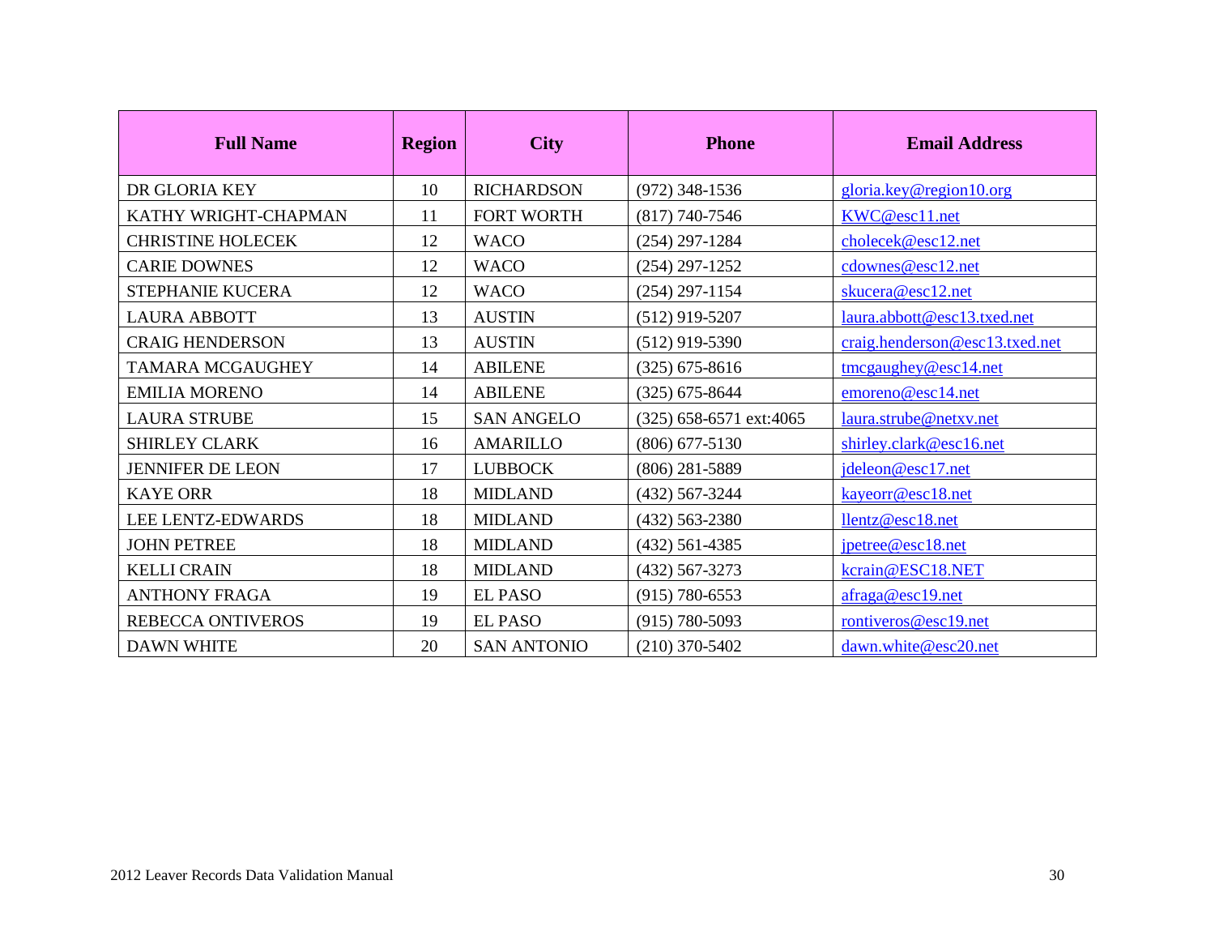| Full Name | Region | City | Phone | Email Address |
|---|---|---|---|---|
| DR GLORIA KEY | 10 | RICHARDSON | (972) 348-1536 | gloria.key@region10.org |
| KATHY WRIGHT-CHAPMAN | 11 | FORT WORTH | (817) 740-7546 | KWC@esc11.net |
| CHRISTINE HOLECEK | 12 | WACO | (254) 297-1284 | cholecek@esc12.net |
| CARIE DOWNES | 12 | WACO | (254) 297-1252 | cdownes@esc12.net |
| STEPHANIE KUCERA | 12 | WACO | (254) 297-1154 | skucera@esc12.net |
| LAURA ABBOTT | 13 | AUSTIN | (512) 919-5207 | laura.abbott@esc13.txed.net |
| CRAIG HENDERSON | 13 | AUSTIN | (512) 919-5390 | craig.henderson@esc13.txed.net |
| TAMARA MCGAUGHEY | 14 | ABILENE | (325) 675-8616 | tmcgaughey@esc14.net |
| EMILIA MORENO | 14 | ABILENE | (325) 675-8644 | emoreno@esc14.net |
| LAURA STRUBE | 15 | SAN ANGELO | (325) 658-6571 ext:4065 | laura.strube@netxv.net |
| SHIRLEY CLARK | 16 | AMARILLO | (806) 677-5130 | shirley.clark@esc16.net |
| JENNIFER DE LEON | 17 | LUBBOCK | (806) 281-5889 | jdeleon@esc17.net |
| KAYE ORR | 18 | MIDLAND | (432) 567-3244 | kayeorr@esc18.net |
| LEE LENTZ-EDWARDS | 18 | MIDLAND | (432) 563-2380 | llentz@esc18.net |
| JOHN PETREE | 18 | MIDLAND | (432) 561-4385 | jpetree@esc18.net |
| KELLI CRAIN | 18 | MIDLAND | (432) 567-3273 | kcrain@ESC18.NET |
| ANTHONY FRAGA | 19 | EL PASO | (915) 780-6553 | afraga@esc19.net |
| REBECCA ONTIVEROS | 19 | EL PASO | (915) 780-5093 | rontiveros@esc19.net |
| DAWN WHITE | 20 | SAN ANTONIO | (210) 370-5402 | dawn.white@esc20.net |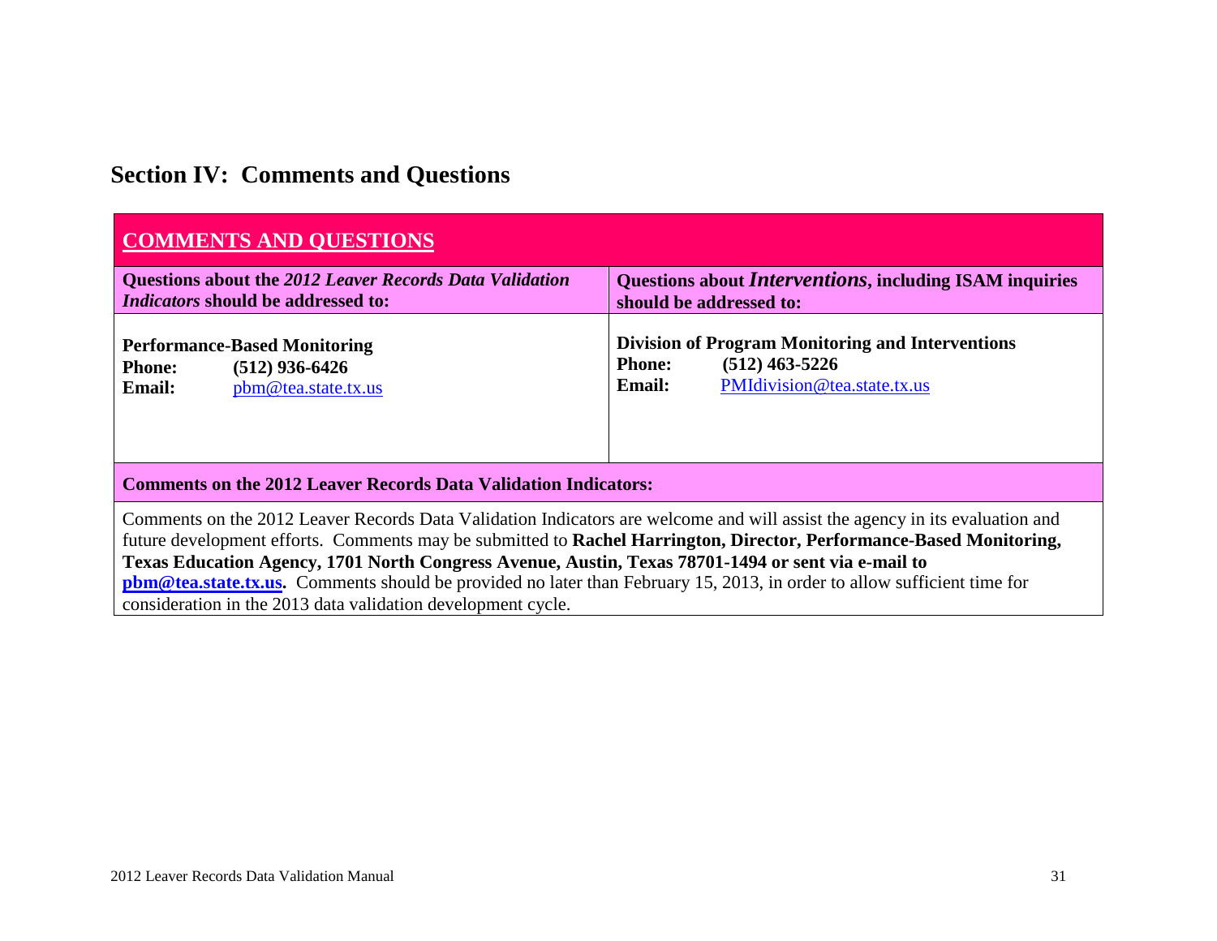## Section IV: Comments and Questions

| COMMENTS AND QUESTIONS | |
|---|---|
| **Questions about the *2012 Leaver Records Data Validation Indicators* should be addressed to:** | **Questions about *Interventions*, including ISAM inquiries should be addressed to:** |
| **Performance-Based Monitoring**<br>**Phone:** **(512) 936-6426**<br>**Email:** pbm@tea.state.tx.us | **Division of Program Monitoring and Interventions**<br>**Phone:** **(512) 463-5226**<br>**Email:** PMIdivision@tea.state.tx.us |
| **Comments on the 2012 Leaver Records Data Validation Indicators:** | |
| Comments on the 2012 Leaver Records Data Validation Indicators are welcome and will assist the agency in its evaluation and future development efforts. Comments may be submitted to **Rachel Harrington, Director, Performance-Based Monitoring, Texas Education Agency, 1701 North Congress Avenue, Austin, Texas 78701-1494 or sent via e-mail to pbm@tea.state.tx.us.** Comments should be provided no later than February 15, 2013, in order to allow sufficient time for consideration in the 2013 data validation development cycle. | |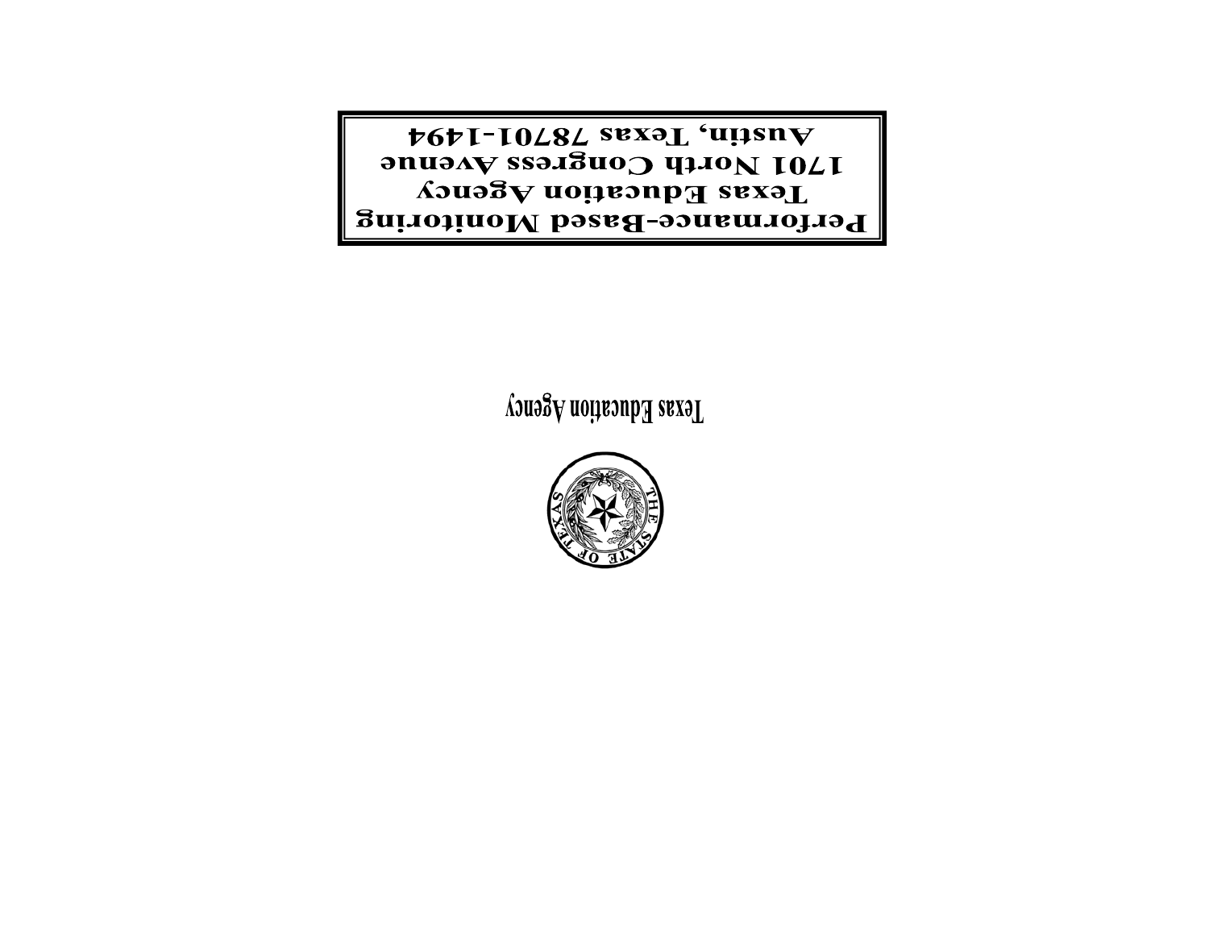**Performance-Based Monitoring**
**Texas Education Agency**
**1701 North Congress Avenue**
**Austin, Texas 78701-1494**

Texas Education Agency

THE STATE OF TEXAS